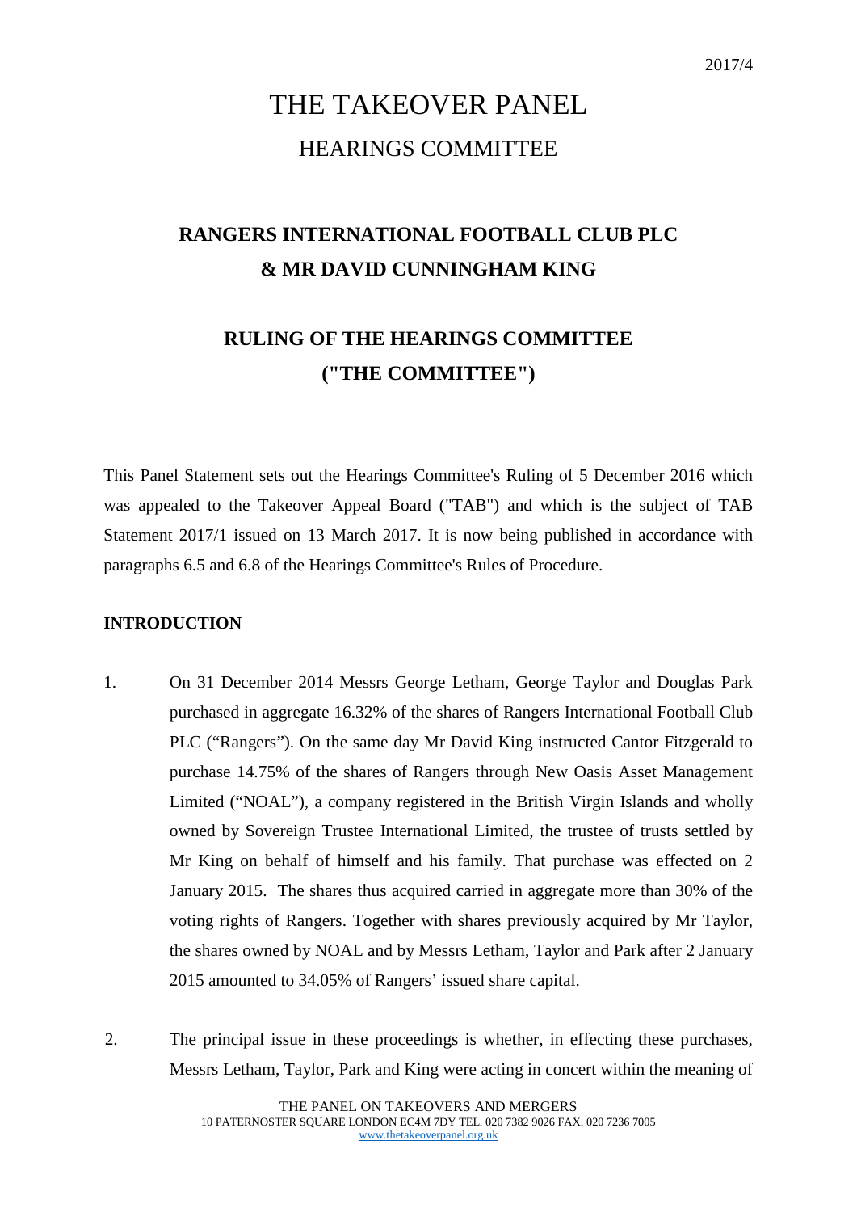2017/4

# THE TAKEOVER PANEL

## HEARINGS COMMITTEE

## RANGERS INTERNATIONAL FOOTBALL CLUB PLC & MR DAVID CUNNINGHAM KING

## RULING OF THE HEARINGS COMMITTEE ("THE COMMITTEE")

This Panel Statement sets out the Hearings Committee's Ruling of 5 December 2016 which was appealed to the Takeover Appeal Board ("TAB") and which is the subject of TAB Statement 2017/1 issued on 13 March 2017. It is now being published in accordance with paragraphs 6.5 and 6.8 of the Hearings Committee's Rules of Procedure.

**INTRODUCTION**

1. On 31 December 2014 Messrs George Letham, George Taylor and Douglas Park purchased in aggregate 16.32% of the shares of Rangers International Football Club PLC ("Rangers"). On the same day Mr David King instructed Cantor Fitzgerald to purchase 14.75% of the shares of Rangers through New Oasis Asset Management Limited ("NOAL"), a company registered in the British Virgin Islands and wholly owned by Sovereign Trustee International Limited, the trustee of trusts settled by Mr King on behalf of himself and his family. That purchase was effected on 2 January 2015. The shares thus acquired carried in aggregate more than 30% of the voting rights of Rangers. Together with shares previously acquired by Mr Taylor, the shares owned by NOAL and by Messrs Letham, Taylor and Park after 2 January 2015 amounted to 34.05% of Rangers' issued share capital.

2. The principal issue in these proceedings is whether, in effecting these purchases, Messrs Letham, Taylor, Park and King were acting in concert within the meaning of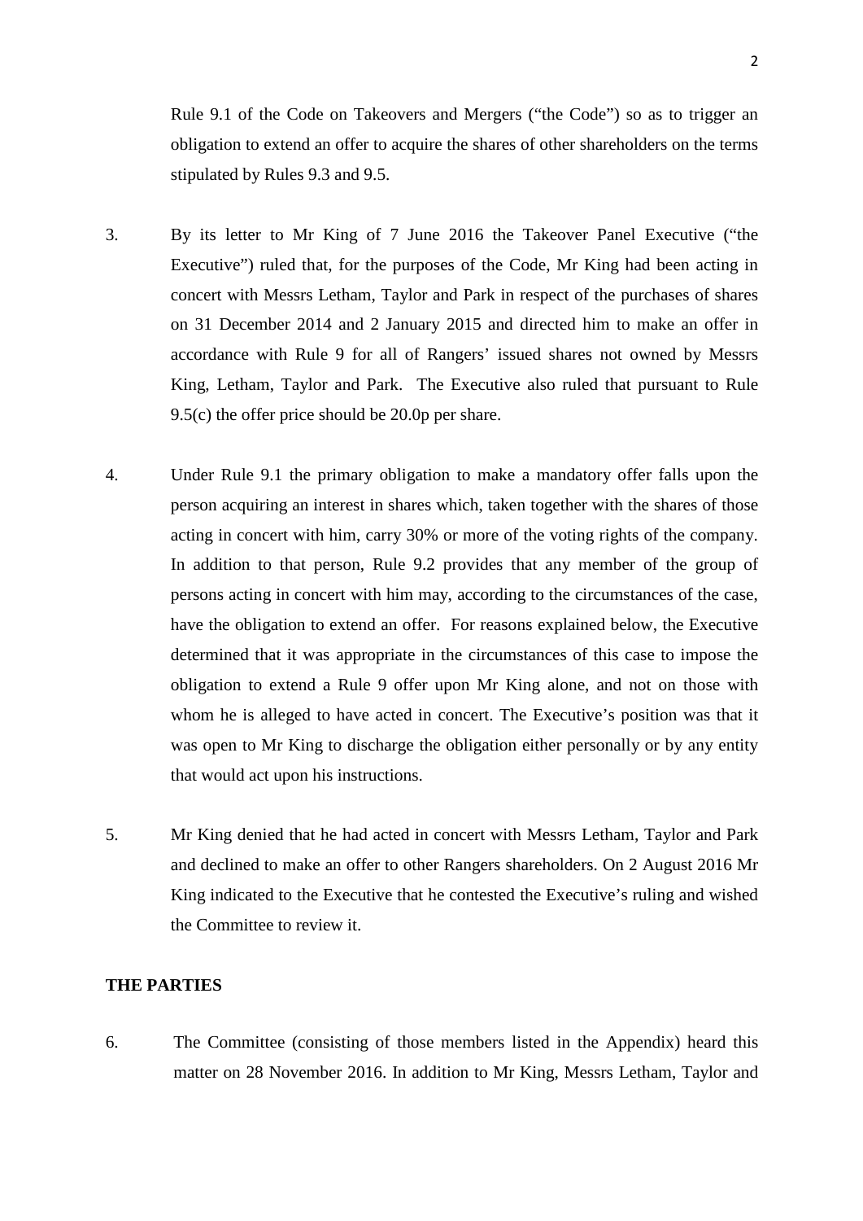Rule 9.1 of the Code on Takeovers and Mergers ("the Code") so as to trigger an obligation to extend an offer to acquire the shares of other shareholders on the terms stipulated by Rules 9.3 and 9.5.

3. By its letter to Mr King of 7 June 2016 the Takeover Panel Executive ("the Executive") ruled that, for the purposes of the Code, Mr King had been acting in concert with Messrs Letham, Taylor and Park in respect of the purchases of shares on 31 December 2014 and 2 January 2015 and directed him to make an offer in accordance with Rule 9 for all of Rangers' issued shares not owned by Messrs King, Letham, Taylor and Park. The Executive also ruled that pursuant to Rule 9.5(c) the offer price should be 20.0p per share.

4. Under Rule 9.1 the primary obligation to make a mandatory offer falls upon the person acquiring an interest in shares which, taken together with the shares of those acting in concert with him, carry 30% or more of the voting rights of the company. In addition to that person, Rule 9.2 provides that any member of the group of persons acting in concert with him may, according to the circumstances of the case, have the obligation to extend an offer. For reasons explained below, the Executive determined that it was appropriate in the circumstances of this case to impose the obligation to extend a Rule 9 offer upon Mr King alone, and not on those with whom he is alleged to have acted in concert. The Executive's position was that it was open to Mr King to discharge the obligation either personally or by any entity that would act upon his instructions.

5. Mr King denied that he had acted in concert with Messrs Letham, Taylor and Park and declined to make an offer to other Rangers shareholders. On 2 August 2016 Mr King indicated to the Executive that he contested the Executive's ruling and wished the Committee to review it.

**THE PARTIES**

6. The Committee (consisting of those members listed in the Appendix) heard this matter on 28 November 2016. In addition to Mr King, Messrs Letham, Taylor and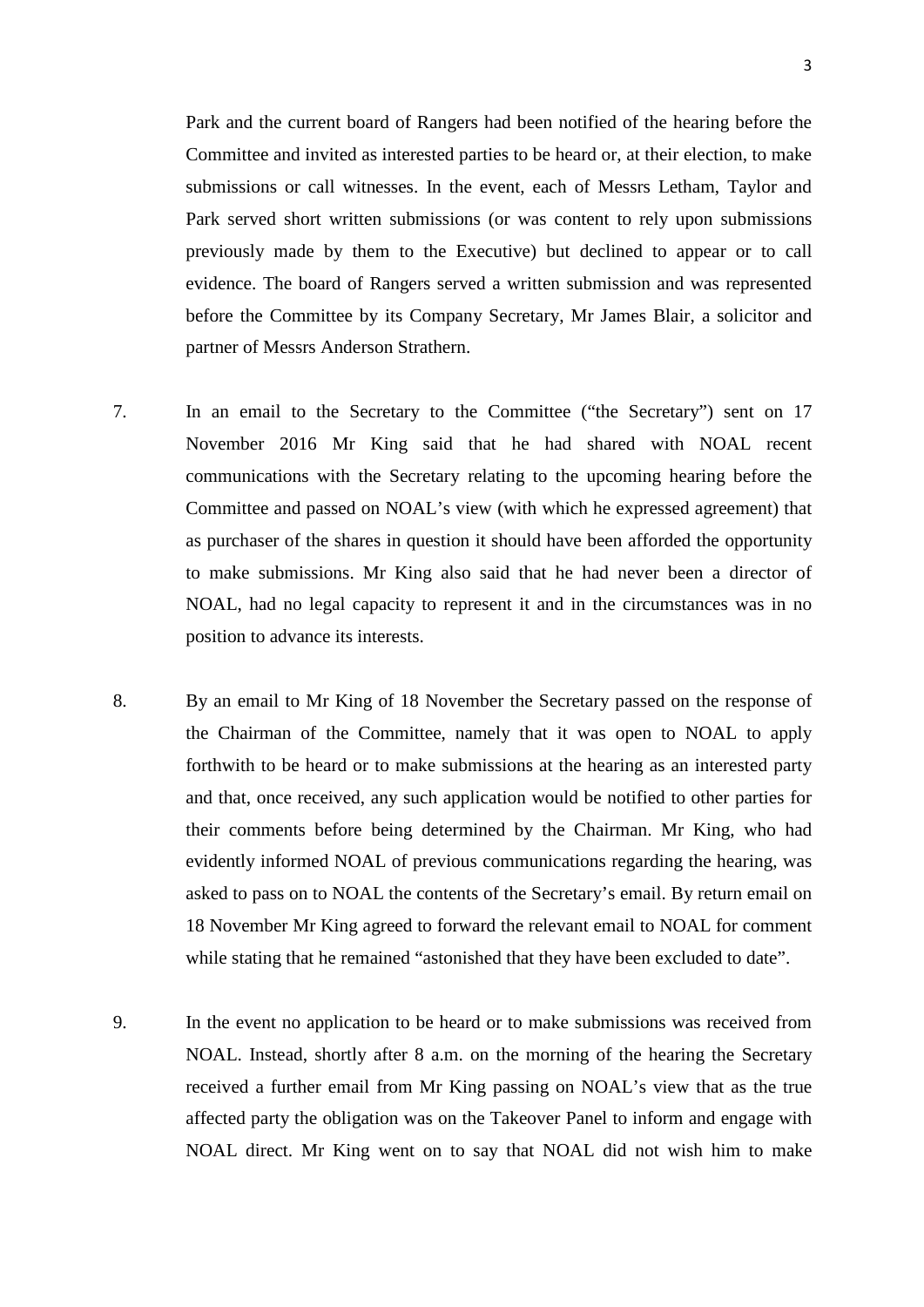Park and the current board of Rangers had been notified of the hearing before the Committee and invited as interested parties to be heard or, at their election, to make submissions or call witnesses. In the event, each of Messrs Letham, Taylor and Park served short written submissions (or was content to rely upon submissions previously made by them to the Executive) but declined to appear or to call evidence. The board of Rangers served a written submission and was represented before the Committee by its Company Secretary, Mr James Blair, a solicitor and partner of Messrs Anderson Strathern.

7. In an email to the Secretary to the Committee ("the Secretary") sent on 17 November 2016 Mr King said that he had shared with NOAL recent communications with the Secretary relating to the upcoming hearing before the Committee and passed on NOAL's view (with which he expressed agreement) that as purchaser of the shares in question it should have been afforded the opportunity to make submissions. Mr King also said that he had never been a director of NOAL, had no legal capacity to represent it and in the circumstances was in no position to advance its interests.

8. By an email to Mr King of 18 November the Secretary passed on the response of the Chairman of the Committee, namely that it was open to NOAL to apply forthwith to be heard or to make submissions at the hearing as an interested party and that, once received, any such application would be notified to other parties for their comments before being determined by the Chairman. Mr King, who had evidently informed NOAL of previous communications regarding the hearing, was asked to pass on to NOAL the contents of the Secretary's email. By return email on 18 November Mr King agreed to forward the relevant email to NOAL for comment while stating that he remained "astonished that they have been excluded to date".

9. In the event no application to be heard or to make submissions was received from NOAL. Instead, shortly after 8 a.m. on the morning of the hearing the Secretary received a further email from Mr King passing on NOAL's view that as the true affected party the obligation was on the Takeover Panel to inform and engage with NOAL direct. Mr King went on to say that NOAL did not wish him to make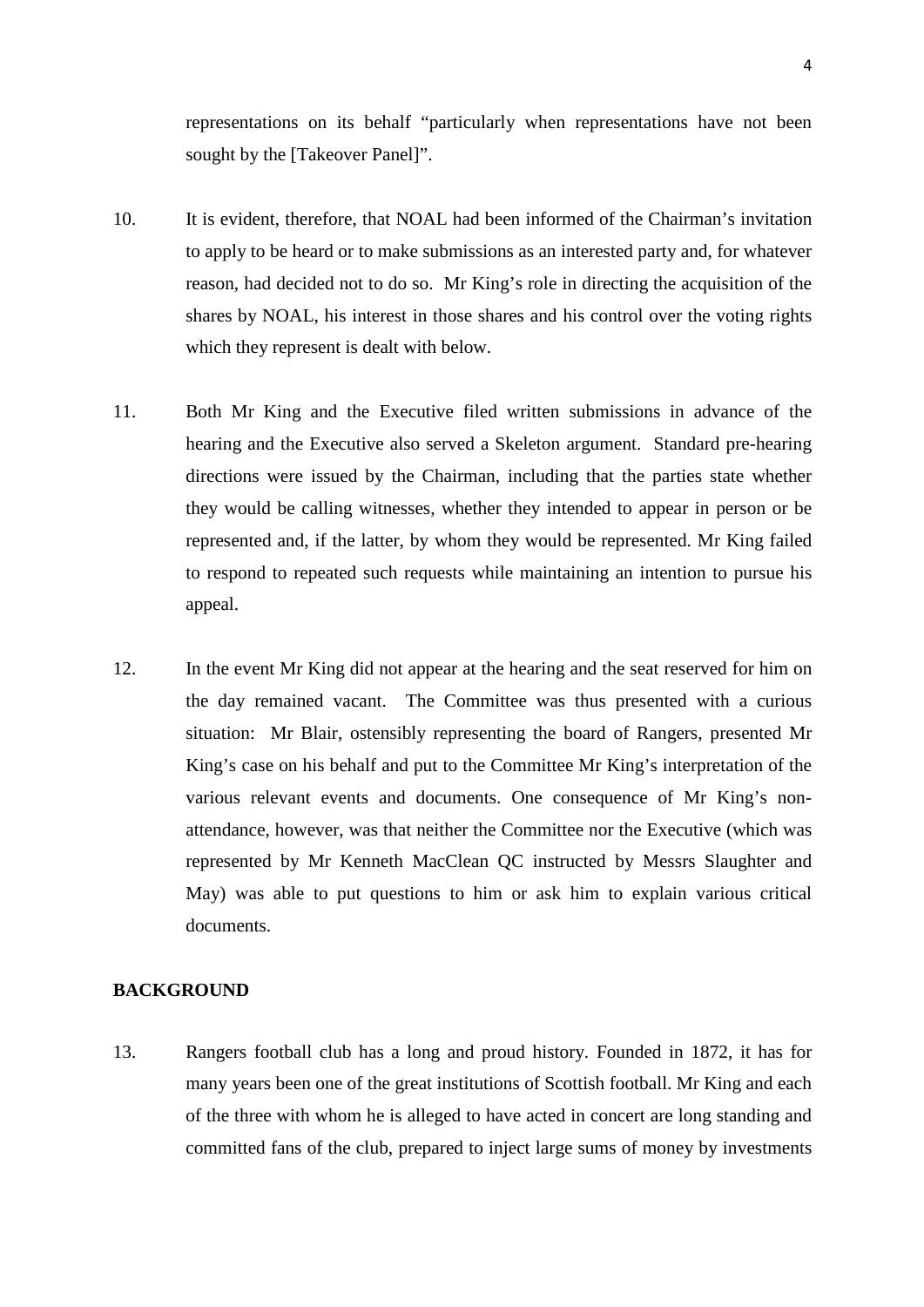representations on its behalf "particularly when representations have not been sought by the [Takeover Panel]".

10. It is evident, therefore, that NOAL had been informed of the Chairman's invitation to apply to be heard or to make submissions as an interested party and, for whatever reason, had decided not to do so. Mr King's role in directing the acquisition of the shares by NOAL, his interest in those shares and his control over the voting rights which they represent is dealt with below.

11. Both Mr King and the Executive filed written submissions in advance of the hearing and the Executive also served a Skeleton argument. Standard pre-hearing directions were issued by the Chairman, including that the parties state whether they would be calling witnesses, whether they intended to appear in person or be represented and, if the latter, by whom they would be represented. Mr King failed to respond to repeated such requests while maintaining an intention to pursue his appeal.

12. In the event Mr King did not appear at the hearing and the seat reserved for him on the day remained vacant. The Committee was thus presented with a curious situation: Mr Blair, ostensibly representing the board of Rangers, presented Mr King's case on his behalf and put to the Committee Mr King's interpretation of the various relevant events and documents. One consequence of Mr King's non-attendance, however, was that neither the Committee nor the Executive (which was represented by Mr Kenneth MacClean QC instructed by Messrs Slaughter and May) was able to put questions to him or ask him to explain various critical documents.

## BACKGROUND

13. Rangers football club has a long and proud history. Founded in 1872, it has for many years been one of the great institutions of Scottish football. Mr King and each of the three with whom he is alleged to have acted in concert are long standing and committed fans of the club, prepared to inject large sums of money by investments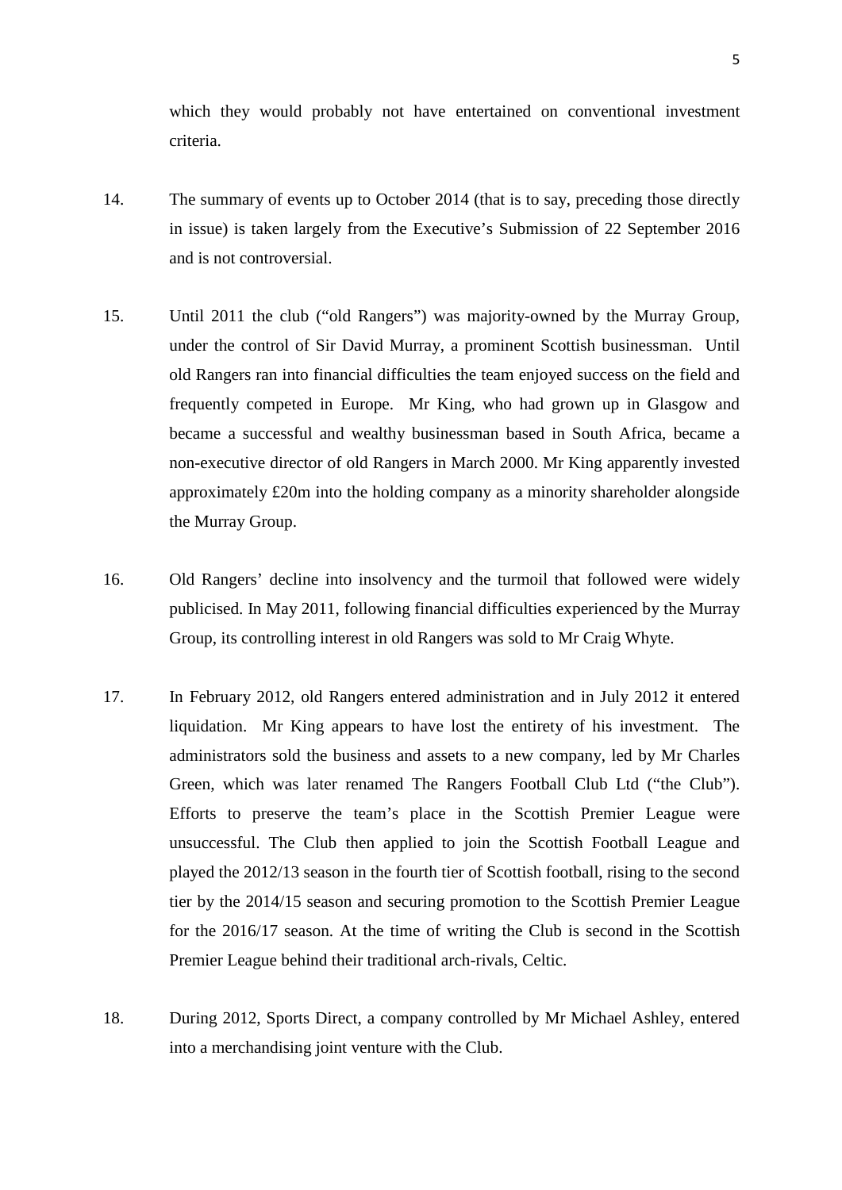which they would probably not have entertained on conventional investment criteria.

14. The summary of events up to October 2014 (that is to say, preceding those directly in issue) is taken largely from the Executive's Submission of 22 September 2016 and is not controversial.

15. Until 2011 the club ("old Rangers") was majority-owned by the Murray Group, under the control of Sir David Murray, a prominent Scottish businessman. Until old Rangers ran into financial difficulties the team enjoyed success on the field and frequently competed in Europe. Mr King, who had grown up in Glasgow and became a successful and wealthy businessman based in South Africa, became a non-executive director of old Rangers in March 2000. Mr King apparently invested approximately £20m into the holding company as a minority shareholder alongside the Murray Group.

16. Old Rangers' decline into insolvency and the turmoil that followed were widely publicised. In May 2011, following financial difficulties experienced by the Murray Group, its controlling interest in old Rangers was sold to Mr Craig Whyte.

17. In February 2012, old Rangers entered administration and in July 2012 it entered liquidation. Mr King appears to have lost the entirety of his investment. The administrators sold the business and assets to a new company, led by Mr Charles Green, which was later renamed The Rangers Football Club Ltd ("the Club"). Efforts to preserve the team's place in the Scottish Premier League were unsuccessful. The Club then applied to join the Scottish Football League and played the 2012/13 season in the fourth tier of Scottish football, rising to the second tier by the 2014/15 season and securing promotion to the Scottish Premier League for the 2016/17 season. At the time of writing the Club is second in the Scottish Premier League behind their traditional arch-rivals, Celtic.

18. During 2012, Sports Direct, a company controlled by Mr Michael Ashley, entered into a merchandising joint venture with the Club.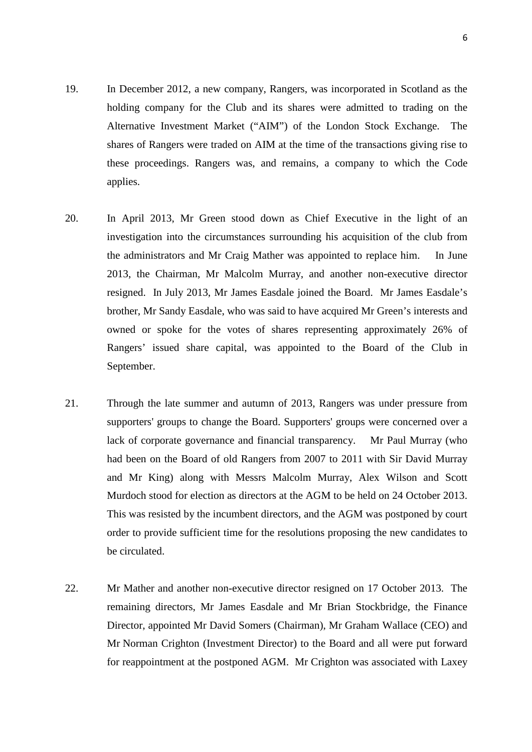19. In December 2012, a new company, Rangers, was incorporated in Scotland as the holding company for the Club and its shares were admitted to trading on the Alternative Investment Market ("AIM") of the London Stock Exchange. The shares of Rangers were traded on AIM at the time of the transactions giving rise to these proceedings. Rangers was, and remains, a company to which the Code applies.

20. In April 2013, Mr Green stood down as Chief Executive in the light of an investigation into the circumstances surrounding his acquisition of the club from the administrators and Mr Craig Mather was appointed to replace him. In June 2013, the Chairman, Mr Malcolm Murray, and another non-executive director resigned. In July 2013, Mr James Easdale joined the Board. Mr James Easdale's brother, Mr Sandy Easdale, who was said to have acquired Mr Green's interests and owned or spoke for the votes of shares representing approximately 26% of Rangers' issued share capital, was appointed to the Board of the Club in September.

21. Through the late summer and autumn of 2013, Rangers was under pressure from supporters' groups to change the Board. Supporters' groups were concerned over a lack of corporate governance and financial transparency. Mr Paul Murray (who had been on the Board of old Rangers from 2007 to 2011 with Sir David Murray and Mr King) along with Messrs Malcolm Murray, Alex Wilson and Scott Murdoch stood for election as directors at the AGM to be held on 24 October 2013. This was resisted by the incumbent directors, and the AGM was postponed by court order to provide sufficient time for the resolutions proposing the new candidates to be circulated.

22. Mr Mather and another non-executive director resigned on 17 October 2013. The remaining directors, Mr James Easdale and Mr Brian Stockbridge, the Finance Director, appointed Mr David Somers (Chairman), Mr Graham Wallace (CEO) and Mr Norman Crighton (Investment Director) to the Board and all were put forward for reappointment at the postponed AGM. Mr Crighton was associated with Laxey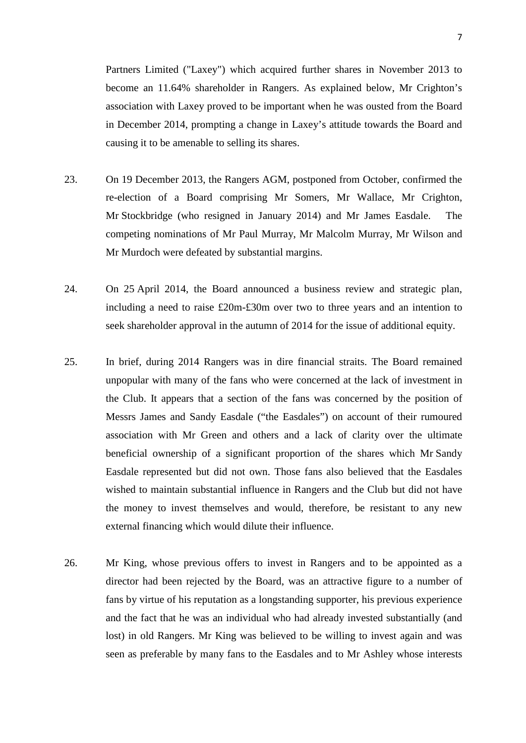Partners Limited ("Laxey") which acquired further shares in November 2013 to become an 11.64% shareholder in Rangers. As explained below, Mr Crighton's association with Laxey proved to be important when he was ousted from the Board in December 2014, prompting a change in Laxey's attitude towards the Board and causing it to be amenable to selling its shares.

23. On 19 December 2013, the Rangers AGM, postponed from October, confirmed the re-election of a Board comprising Mr Somers, Mr Wallace, Mr Crighton, Mr Stockbridge (who resigned in January 2014) and Mr James Easdale. The competing nominations of Mr Paul Murray, Mr Malcolm Murray, Mr Wilson and Mr Murdoch were defeated by substantial margins.

24. On 25 April 2014, the Board announced a business review and strategic plan, including a need to raise £20m-£30m over two to three years and an intention to seek shareholder approval in the autumn of 2014 for the issue of additional equity.

25. In brief, during 2014 Rangers was in dire financial straits. The Board remained unpopular with many of the fans who were concerned at the lack of investment in the Club. It appears that a section of the fans was concerned by the position of Messrs James and Sandy Easdale ("the Easdales") on account of their rumoured association with Mr Green and others and a lack of clarity over the ultimate beneficial ownership of a significant proportion of the shares which Mr Sandy Easdale represented but did not own. Those fans also believed that the Easdales wished to maintain substantial influence in Rangers and the Club but did not have the money to invest themselves and would, therefore, be resistant to any new external financing which would dilute their influence.

26. Mr King, whose previous offers to invest in Rangers and to be appointed as a director had been rejected by the Board, was an attractive figure to a number of fans by virtue of his reputation as a longstanding supporter, his previous experience and the fact that he was an individual who had already invested substantially (and lost) in old Rangers. Mr King was believed to be willing to invest again and was seen as preferable by many fans to the Easdales and to Mr Ashley whose interests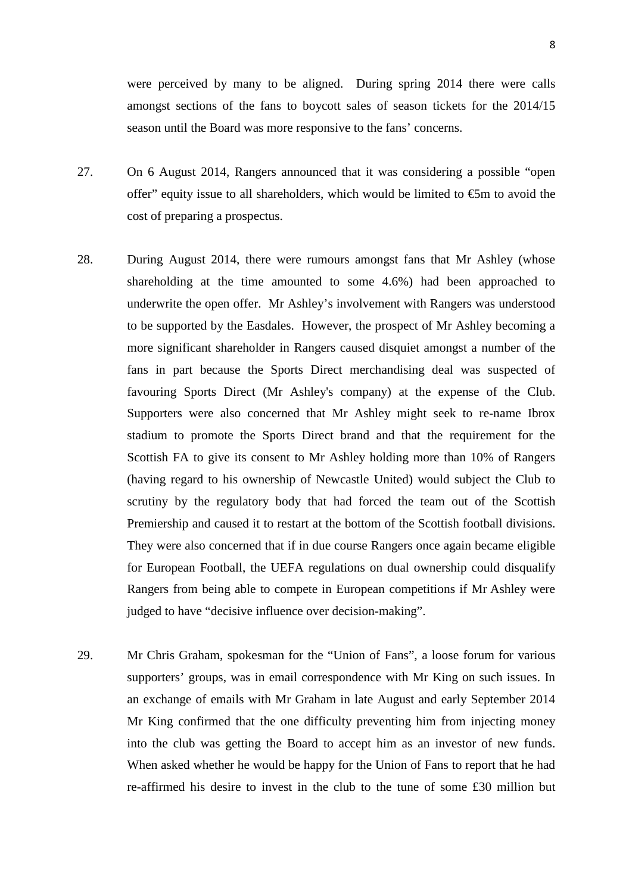were perceived by many to be aligned. During spring 2014 there were calls amongst sections of the fans to boycott sales of season tickets for the 2014/15 season until the Board was more responsive to the fans' concerns.

27. On 6 August 2014, Rangers announced that it was considering a possible "open offer" equity issue to all shareholders, which would be limited to €5m to avoid the cost of preparing a prospectus.

28. During August 2014, there were rumours amongst fans that Mr Ashley (whose shareholding at the time amounted to some 4.6%) had been approached to underwrite the open offer. Mr Ashley's involvement with Rangers was understood to be supported by the Easdales. However, the prospect of Mr Ashley becoming a more significant shareholder in Rangers caused disquiet amongst a number of the fans in part because the Sports Direct merchandising deal was suspected of favouring Sports Direct (Mr Ashley's company) at the expense of the Club. Supporters were also concerned that Mr Ashley might seek to re-name Ibrox stadium to promote the Sports Direct brand and that the requirement for the Scottish FA to give its consent to Mr Ashley holding more than 10% of Rangers (having regard to his ownership of Newcastle United) would subject the Club to scrutiny by the regulatory body that had forced the team out of the Scottish Premiership and caused it to restart at the bottom of the Scottish football divisions. They were also concerned that if in due course Rangers once again became eligible for European Football, the UEFA regulations on dual ownership could disqualify Rangers from being able to compete in European competitions if Mr Ashley were judged to have "decisive influence over decision-making".

29. Mr Chris Graham, spokesman for the "Union of Fans", a loose forum for various supporters' groups, was in email correspondence with Mr King on such issues. In an exchange of emails with Mr Graham in late August and early September 2014 Mr King confirmed that the one difficulty preventing him from injecting money into the club was getting the Board to accept him as an investor of new funds. When asked whether he would be happy for the Union of Fans to report that he had re-affirmed his desire to invest in the club to the tune of some £30 million but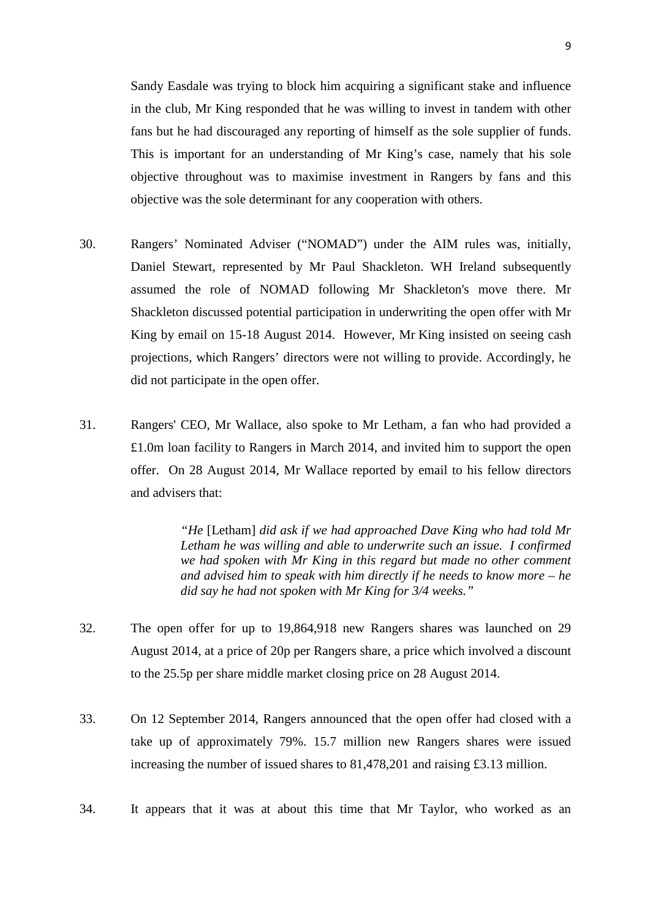Sandy Easdale was trying to block him acquiring a significant stake and influence in the club, Mr King responded that he was willing to invest in tandem with other fans but he had discouraged any reporting of himself as the sole supplier of funds. This is important for an understanding of Mr King's case, namely that his sole objective throughout was to maximise investment in Rangers by fans and this objective was the sole determinant for any cooperation with others.

30. Rangers' Nominated Adviser ("NOMAD") under the AIM rules was, initially, Daniel Stewart, represented by Mr Paul Shackleton. WH Ireland subsequently assumed the role of NOMAD following Mr Shackleton's move there. Mr Shackleton discussed potential participation in underwriting the open offer with Mr King by email on 15-18 August 2014. However, Mr King insisted on seeing cash projections, which Rangers' directors were not willing to provide. Accordingly, he did not participate in the open offer.

31. Rangers' CEO, Mr Wallace, also spoke to Mr Letham, a fan who had provided a £1.0m loan facility to Rangers in March 2014, and invited him to support the open offer. On 28 August 2014, Mr Wallace reported by email to his fellow directors and advisers that:

> *"He* [Letham] *did ask if we had approached Dave King who had told Mr Letham he was willing and able to underwrite such an issue. I confirmed we had spoken with Mr King in this regard but made no other comment and advised him to speak with him directly if he needs to know more – he did say he had not spoken with Mr King for 3/4 weeks."*

32. The open offer for up to 19,864,918 new Rangers shares was launched on 29 August 2014, at a price of 20p per Rangers share, a price which involved a discount to the 25.5p per share middle market closing price on 28 August 2014.

33. On 12 September 2014, Rangers announced that the open offer had closed with a take up of approximately 79%. 15.7 million new Rangers shares were issued increasing the number of issued shares to 81,478,201 and raising £3.13 million.

34. It appears that it was at about this time that Mr Taylor, who worked as an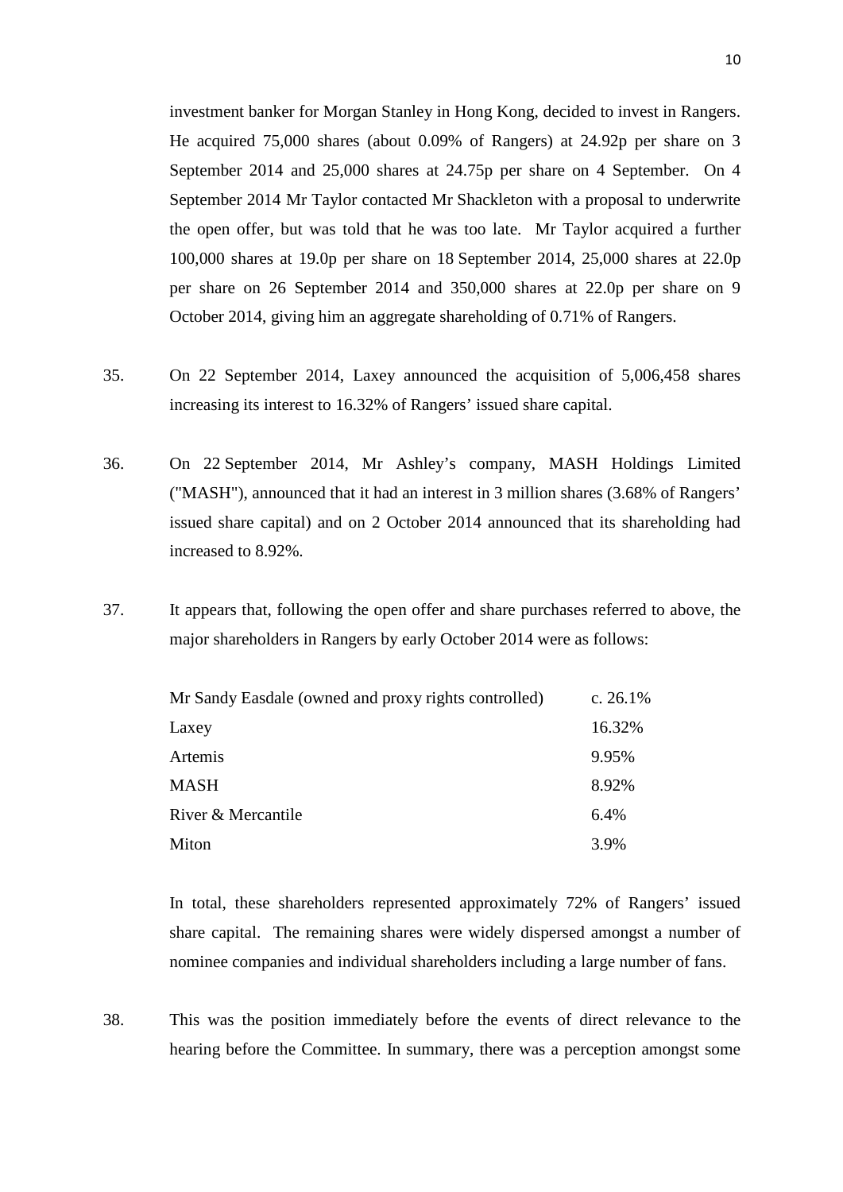investment banker for Morgan Stanley in Hong Kong, decided to invest in Rangers. He acquired 75,000 shares (about 0.09% of Rangers) at 24.92p per share on 3 September 2014 and 25,000 shares at 24.75p per share on 4 September. On 4 September 2014 Mr Taylor contacted Mr Shackleton with a proposal to underwrite the open offer, but was told that he was too late. Mr Taylor acquired a further 100,000 shares at 19.0p per share on 18 September 2014, 25,000 shares at 22.0p per share on 26 September 2014 and 350,000 shares at 22.0p per share on 9 October 2014, giving him an aggregate shareholding of 0.71% of Rangers.

35. On 22 September 2014, Laxey announced the acquisition of 5,006,458 shares increasing its interest to 16.32% of Rangers' issued share capital.

36. On 22 September 2014, Mr Ashley's company, MASH Holdings Limited ("MASH"), announced that it had an interest in 3 million shares (3.68% of Rangers' issued share capital) and on 2 October 2014 announced that its shareholding had increased to 8.92%.

37. It appears that, following the open offer and share purchases referred to above, the major shareholders in Rangers by early October 2014 were as follows:

| | |
|---|---|
| Mr Sandy Easdale (owned and proxy rights controlled) | c. 26.1% |
| Laxey | 16.32% |
| Artemis | 9.95% |
| MASH | 8.92% |
| River & Mercantile | 6.4% |
| Miton | 3.9% |

In total, these shareholders represented approximately 72% of Rangers' issued share capital. The remaining shares were widely dispersed amongst a number of nominee companies and individual shareholders including a large number of fans.

38. This was the position immediately before the events of direct relevance to the hearing before the Committee. In summary, there was a perception amongst some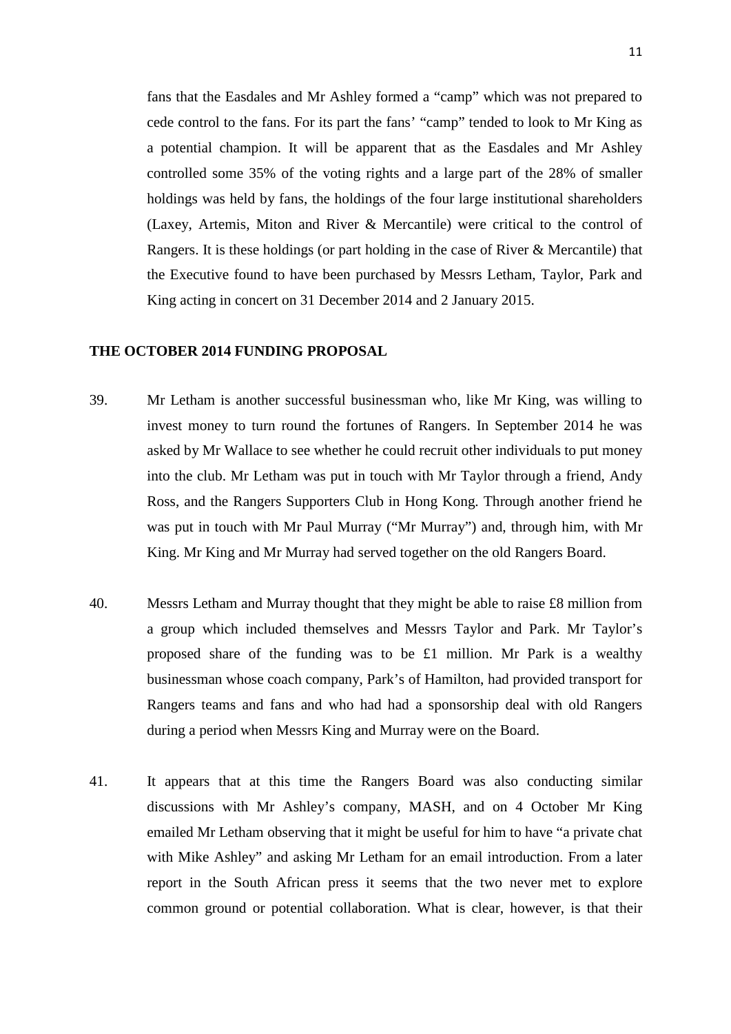fans that the Easdales and Mr Ashley formed a "camp" which was not prepared to cede control to the fans. For its part the fans' "camp" tended to look to Mr King as a potential champion. It will be apparent that as the Easdales and Mr Ashley controlled some 35% of the voting rights and a large part of the 28% of smaller holdings was held by fans, the holdings of the four large institutional shareholders (Laxey, Artemis, Miton and River & Mercantile) were critical to the control of Rangers. It is these holdings (or part holding in the case of River & Mercantile) that the Executive found to have been purchased by Messrs Letham, Taylor, Park and King acting in concert on 31 December 2014 and 2 January 2015.

**THE OCTOBER 2014 FUNDING PROPOSAL**

39. Mr Letham is another successful businessman who, like Mr King, was willing to invest money to turn round the fortunes of Rangers. In September 2014 he was asked by Mr Wallace to see whether he could recruit other individuals to put money into the club. Mr Letham was put in touch with Mr Taylor through a friend, Andy Ross, and the Rangers Supporters Club in Hong Kong. Through another friend he was put in touch with Mr Paul Murray ("Mr Murray") and, through him, with Mr King. Mr King and Mr Murray had served together on the old Rangers Board.

40. Messrs Letham and Murray thought that they might be able to raise £8 million from a group which included themselves and Messrs Taylor and Park. Mr Taylor's proposed share of the funding was to be £1 million. Mr Park is a wealthy businessman whose coach company, Park's of Hamilton, had provided transport for Rangers teams and fans and who had had a sponsorship deal with old Rangers during a period when Messrs King and Murray were on the Board.

41. It appears that at this time the Rangers Board was also conducting similar discussions with Mr Ashley's company, MASH, and on 4 October Mr King emailed Mr Letham observing that it might be useful for him to have "a private chat with Mike Ashley" and asking Mr Letham for an email introduction. From a later report in the South African press it seems that the two never met to explore common ground or potential collaboration. What is clear, however, is that their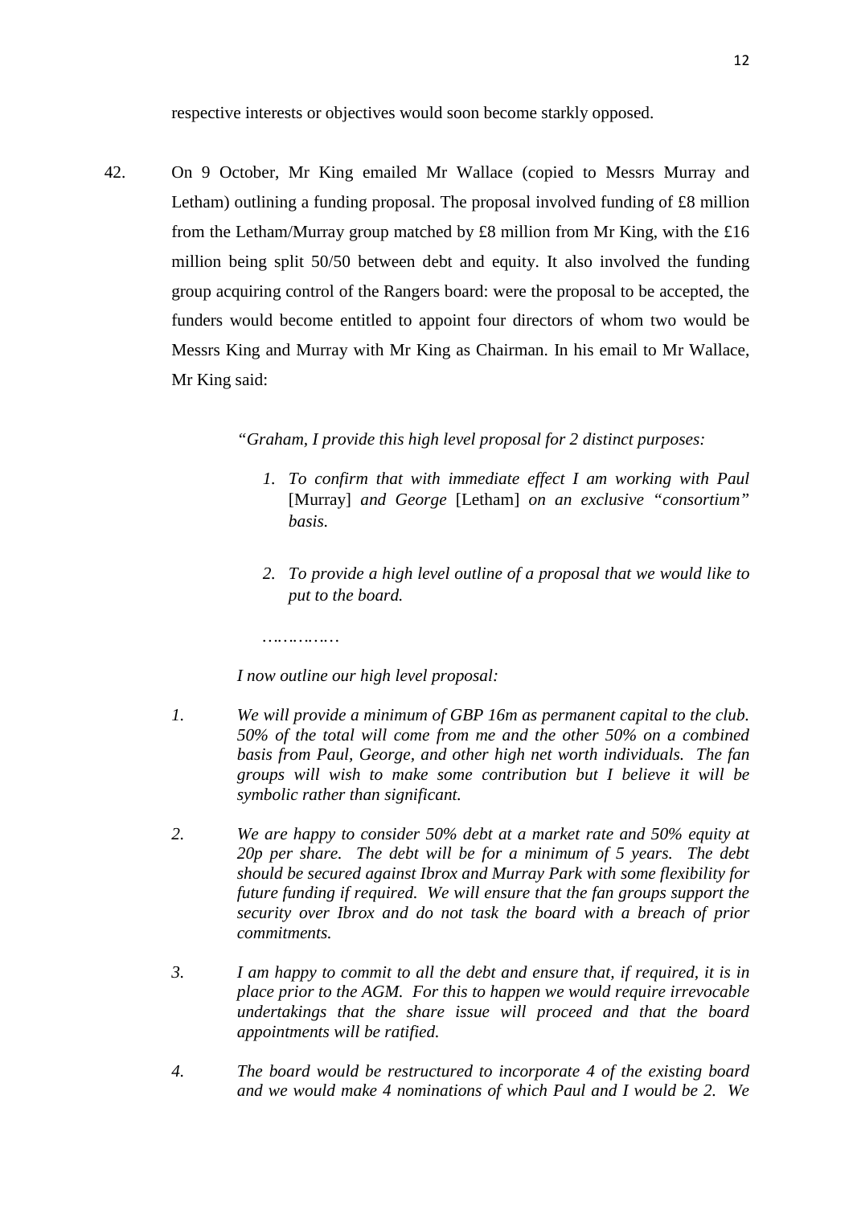respective interests or objectives would soon become starkly opposed.

42. On 9 October, Mr King emailed Mr Wallace (copied to Messrs Murray and Letham) outlining a funding proposal. The proposal involved funding of £8 million from the Letham/Murray group matched by £8 million from Mr King, with the £16 million being split 50/50 between debt and equity. It also involved the funding group acquiring control of the Rangers board: were the proposal to be accepted, the funders would become entitled to appoint four directors of whom two would be Messrs King and Murray with Mr King as Chairman. In his email to Mr Wallace, Mr King said:

> *"Graham, I provide this high level proposal for 2 distinct purposes:*
>
> 1. *To confirm that with immediate effect I am working with Paul* [Murray] *and George* [Letham] *on an exclusive "consortium" basis.*
>
> 2. *To provide a high level outline of a proposal that we would like to put to the board.*
>
> *…………..*
>
> *I now outline our high level proposal:*
>
> 1. *We will provide a minimum of GBP 16m as permanent capital to the club. 50% of the total will come from me and the other 50% on a combined basis from Paul, George, and other high net worth individuals. The fan groups will wish to make some contribution but I believe it will be symbolic rather than significant.*
>
> 2. *We are happy to consider 50% debt at a market rate and 50% equity at 20p per share. The debt will be for a minimum of 5 years. The debt should be secured against Ibrox and Murray Park with some flexibility for future funding if required. We will ensure that the fan groups support the security over Ibrox and do not task the board with a breach of prior commitments.*
>
> 3. *I am happy to commit to all the debt and ensure that, if required, it is in place prior to the AGM. For this to happen we would require irrevocable undertakings that the share issue will proceed and that the board appointments will be ratified.*
>
> 4. *The board would be restructured to incorporate 4 of the existing board and we would make 4 nominations of which Paul and I would be 2. We*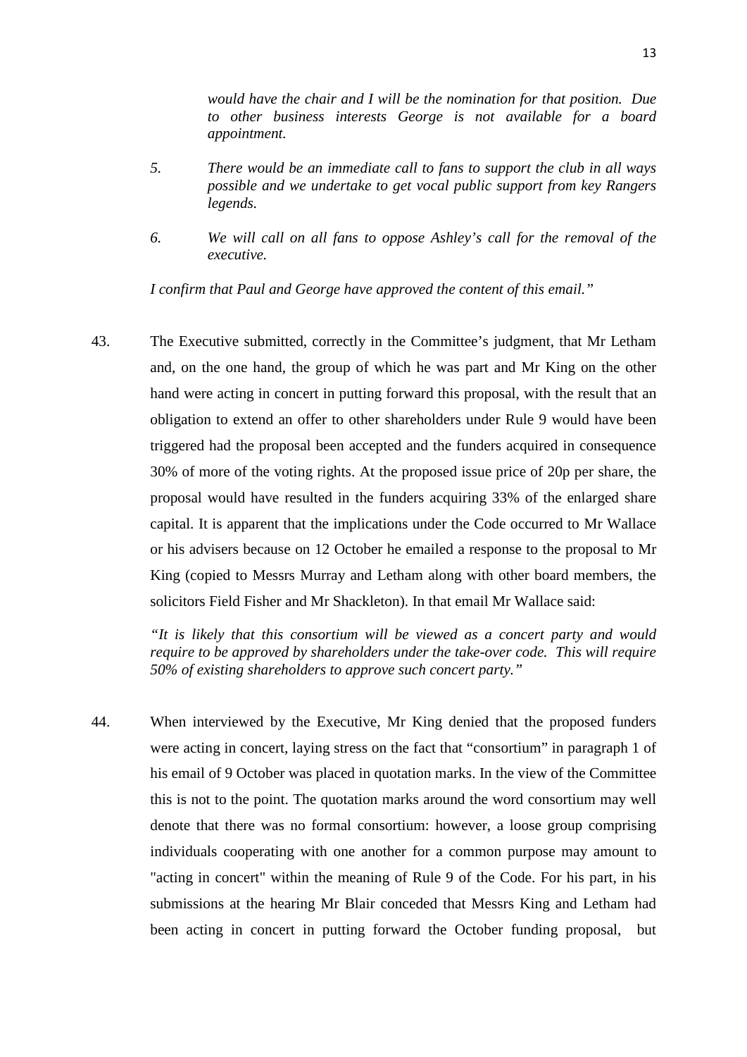*would have the chair and I will be the nomination for that position. Due to other business interests George is not available for a board appointment.*

*5. There would be an immediate call to fans to support the club in all ways possible and we undertake to get vocal public support from key Rangers legends.*

*6. We will call on all fans to oppose Ashley's call for the removal of the executive.*

*I confirm that Paul and George have approved the content of this email."*

43. The Executive submitted, correctly in the Committee's judgment, that Mr Letham and, on the one hand, the group of which he was part and Mr King on the other hand were acting in concert in putting forward this proposal, with the result that an obligation to extend an offer to other shareholders under Rule 9 would have been triggered had the proposal been accepted and the funders acquired in consequence 30% of more of the voting rights. At the proposed issue price of 20p per share, the proposal would have resulted in the funders acquiring 33% of the enlarged share capital. It is apparent that the implications under the Code occurred to Mr Wallace or his advisers because on 12 October he emailed a response to the proposal to Mr King (copied to Messrs Murray and Letham along with other board members, the solicitors Field Fisher and Mr Shackleton). In that email Mr Wallace said:

*"It is likely that this consortium will be viewed as a concert party and would require to be approved by shareholders under the take-over code. This will require 50% of existing shareholders to approve such concert party."*

44. When interviewed by the Executive, Mr King denied that the proposed funders were acting in concert, laying stress on the fact that "consortium" in paragraph 1 of his email of 9 October was placed in quotation marks. In the view of the Committee this is not to the point. The quotation marks around the word consortium may well denote that there was no formal consortium: however, a loose group comprising individuals cooperating with one another for a common purpose may amount to "acting in concert" within the meaning of Rule 9 of the Code. For his part, in his submissions at the hearing Mr Blair conceded that Messrs King and Letham had been acting in concert in putting forward the October funding proposal, but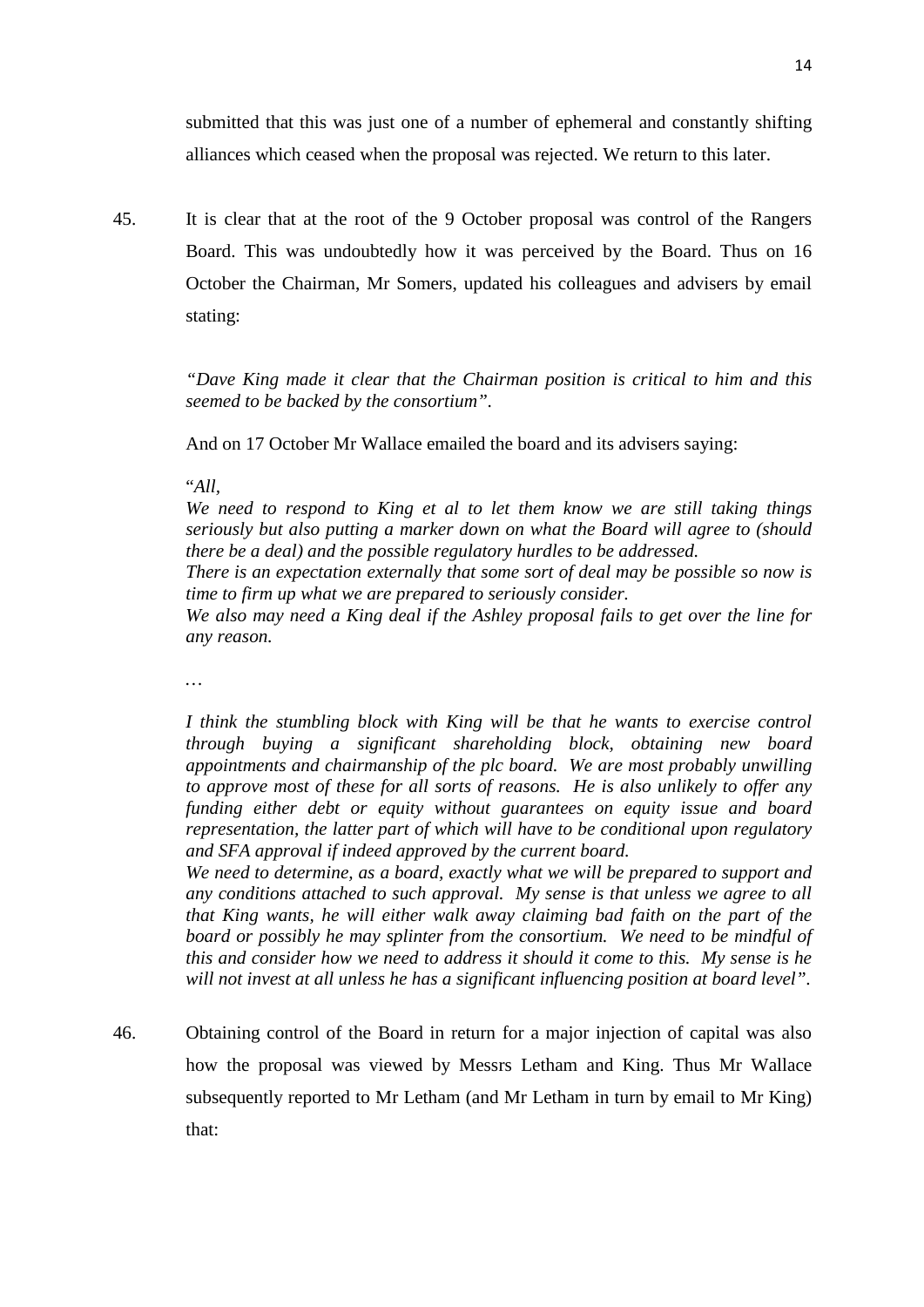submitted that this was just one of a number of ephemeral and constantly shifting alliances which ceased when the proposal was rejected. We return to this later.

45. It is clear that at the root of the 9 October proposal was control of the Rangers Board. This was undoubtedly how it was perceived by the Board. Thus on 16 October the Chairman, Mr Somers, updated his colleagues and advisers by email stating:

*"Dave King made it clear that the Chairman position is critical to him and this seemed to be backed by the consortium".*

And on 17 October Mr Wallace emailed the board and its advisers saying:

"*All,*
*We need to respond to King et al to let them know we are still taking things seriously but also putting a marker down on what the Board will agree to (should there be a deal) and the possible regulatory hurdles to be addressed.*
*There is an expectation externally that some sort of deal may be possible so now is time to firm up what we are prepared to seriously consider.*
*We also may need a King deal if the Ashley proposal fails to get over the line for any reason.*

*…*

*I think the stumbling block with King will be that he wants to exercise control through buying a significant shareholding block, obtaining new board appointments and chairmanship of the plc board. We are most probably unwilling to approve most of these for all sorts of reasons. He is also unlikely to offer any funding either debt or equity without guarantees on equity issue and board representation, the latter part of which will have to be conditional upon regulatory and SFA approval if indeed approved by the current board.*
*We need to determine, as a board, exactly what we will be prepared to support and any conditions attached to such approval. My sense is that unless we agree to all that King wants, he will either walk away claiming bad faith on the part of the board or possibly he may splinter from the consortium. We need to be mindful of this and consider how we need to address it should it come to this. My sense is he will not invest at all unless he has a significant influencing position at board level".*

46. Obtaining control of the Board in return for a major injection of capital was also how the proposal was viewed by Messrs Letham and King. Thus Mr Wallace subsequently reported to Mr Letham (and Mr Letham in turn by email to Mr King) that: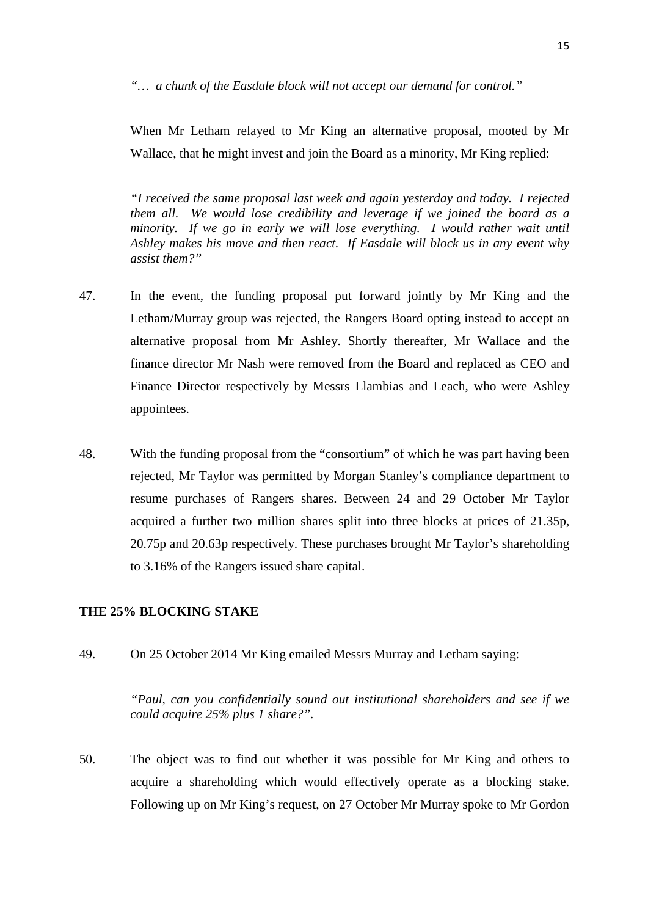*"… a chunk of the Easdale block will not accept our demand for control."*

When Mr Letham relayed to Mr King an alternative proposal, mooted by Mr Wallace, that he might invest and join the Board as a minority, Mr King replied:

> *"I received the same proposal last week and again yesterday and today. I rejected them all. We would lose credibility and leverage if we joined the board as a minority. If we go in early we will lose everything. I would rather wait until Ashley makes his move and then react. If Easdale will block us in any event why assist them?"*

47. In the event, the funding proposal put forward jointly by Mr King and the Letham/Murray group was rejected, the Rangers Board opting instead to accept an alternative proposal from Mr Ashley. Shortly thereafter, Mr Wallace and the finance director Mr Nash were removed from the Board and replaced as CEO and Finance Director respectively by Messrs Llambias and Leach, who were Ashley appointees.

48. With the funding proposal from the "consortium" of which he was part having been rejected, Mr Taylor was permitted by Morgan Stanley's compliance department to resume purchases of Rangers shares. Between 24 and 29 October Mr Taylor acquired a further two million shares split into three blocks at prices of 21.35p, 20.75p and 20.63p respectively. These purchases brought Mr Taylor's shareholding to 3.16% of the Rangers issued share capital.

**THE 25% BLOCKING STAKE**

49. On 25 October 2014 Mr King emailed Messrs Murray and Letham saying:

> *"Paul, can you confidentially sound out institutional shareholders and see if we could acquire 25% plus 1 share?".*

50. The object was to find out whether it was possible for Mr King and others to acquire a shareholding which would effectively operate as a blocking stake. Following up on Mr King's request, on 27 October Mr Murray spoke to Mr Gordon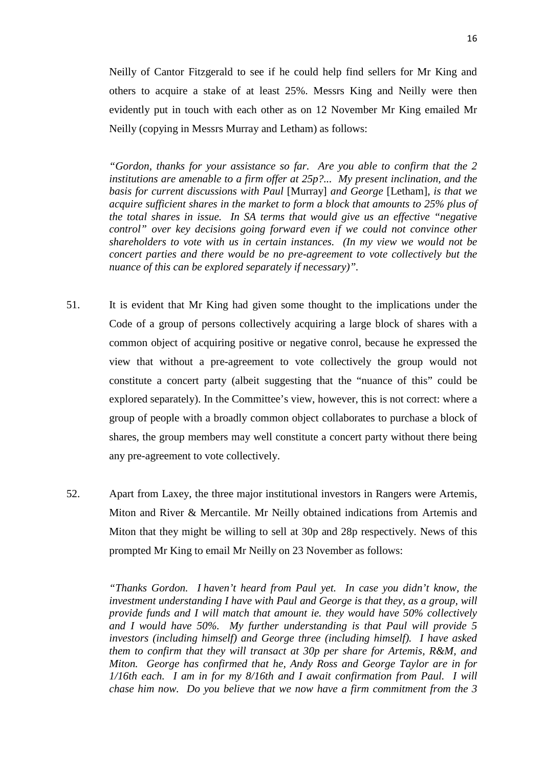Neilly of Cantor Fitzgerald to see if he could help find sellers for Mr King and others to acquire a stake of at least 25%. Messrs King and Neilly were then evidently put in touch with each other as on 12 November Mr King emailed Mr Neilly (copying in Messrs Murray and Letham) as follows:

> *"Gordon, thanks for your assistance so far. Are you able to confirm that the 2 institutions are amenable to a firm offer at 25p?... My present inclination, and the basis for current discussions with Paul* [Murray] *and George* [Letham], *is that we acquire sufficient shares in the market to form a block that amounts to 25% plus of the total shares in issue. In SA terms that would give us an effective "negative control" over key decisions going forward even if we could not convince other shareholders to vote with us in certain instances. (In my view we would not be concert parties and there would be no pre-agreement to vote collectively but the nuance of this can be explored separately if necessary)".*

51. It is evident that Mr King had given some thought to the implications under the Code of a group of persons collectively acquiring a large block of shares with a common object of acquiring positive or negative conrol, because he expressed the view that without a pre-agreement to vote collectively the group would not constitute a concert party (albeit suggesting that the "nuance of this" could be explored separately). In the Committee's view, however, this is not correct: where a group of people with a broadly common object collaborates to purchase a block of shares, the group members may well constitute a concert party without there being any pre-agreement to vote collectively.

52. Apart from Laxey, the three major institutional investors in Rangers were Artemis, Miton and River & Mercantile. Mr Neilly obtained indications from Artemis and Miton that they might be willing to sell at 30p and 28p respectively. News of this prompted Mr King to email Mr Neilly on 23 November as follows:

> *"Thanks Gordon. I haven't heard from Paul yet. In case you didn't know, the investment understanding I have with Paul and George is that they, as a group, will provide funds and I will match that amount ie. they would have 50% collectively and I would have 50%. My further understanding is that Paul will provide 5 investors (including himself) and George three (including himself). I have asked them to confirm that they will transact at 30p per share for Artemis, R&M, and Miton. George has confirmed that he, Andy Ross and George Taylor are in for 1/16th each. I am in for my 8/16th and I await confirmation from Paul. I will chase him now. Do you believe that we now have a firm commitment from the 3*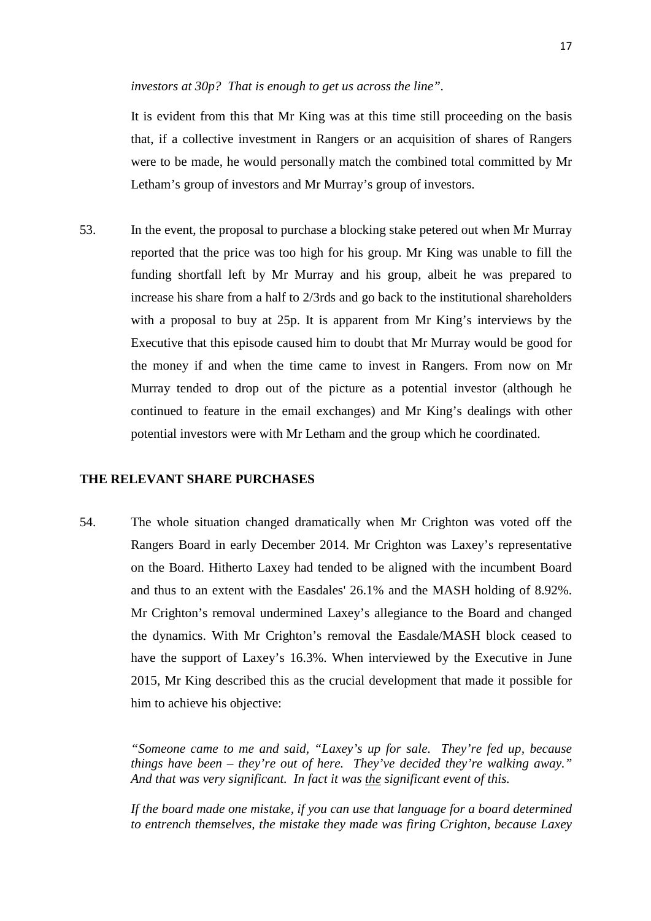*investors at 30p? That is enough to get us across the line".*

It is evident from this that Mr King was at this time still proceeding on the basis that, if a collective investment in Rangers or an acquisition of shares of Rangers were to be made, he would personally match the combined total committed by Mr Letham's group of investors and Mr Murray's group of investors.

53. In the event, the proposal to purchase a blocking stake petered out when Mr Murray reported that the price was too high for his group. Mr King was unable to fill the funding shortfall left by Mr Murray and his group, albeit he was prepared to increase his share from a half to 2/3rds and go back to the institutional shareholders with a proposal to buy at 25p. It is apparent from Mr King's interviews by the Executive that this episode caused him to doubt that Mr Murray would be good for the money if and when the time came to invest in Rangers. From now on Mr Murray tended to drop out of the picture as a potential investor (although he continued to feature in the email exchanges) and Mr King's dealings with other potential investors were with Mr Letham and the group which he coordinated.

## THE RELEVANT SHARE PURCHASES

54. The whole situation changed dramatically when Mr Crighton was voted off the Rangers Board in early December 2014. Mr Crighton was Laxey's representative on the Board. Hitherto Laxey had tended to be aligned with the incumbent Board and thus to an extent with the Easdales' 26.1% and the MASH holding of 8.92%. Mr Crighton's removal undermined Laxey's allegiance to the Board and changed the dynamics. With Mr Crighton's removal the Easdale/MASH block ceased to have the support of Laxey's 16.3%. When interviewed by the Executive in June 2015, Mr King described this as the crucial development that made it possible for him to achieve his objective:

> *"Someone came to me and said, "Laxey's up for sale. They're fed up, because things have been – they're out of here. They've decided they're walking away." And that was very significant. In fact it was <u>the</u> significant event of this.*
>
> *If the board made one mistake, if you can use that language for a board determined to entrench themselves, the mistake they made was firing Crighton, because Laxey*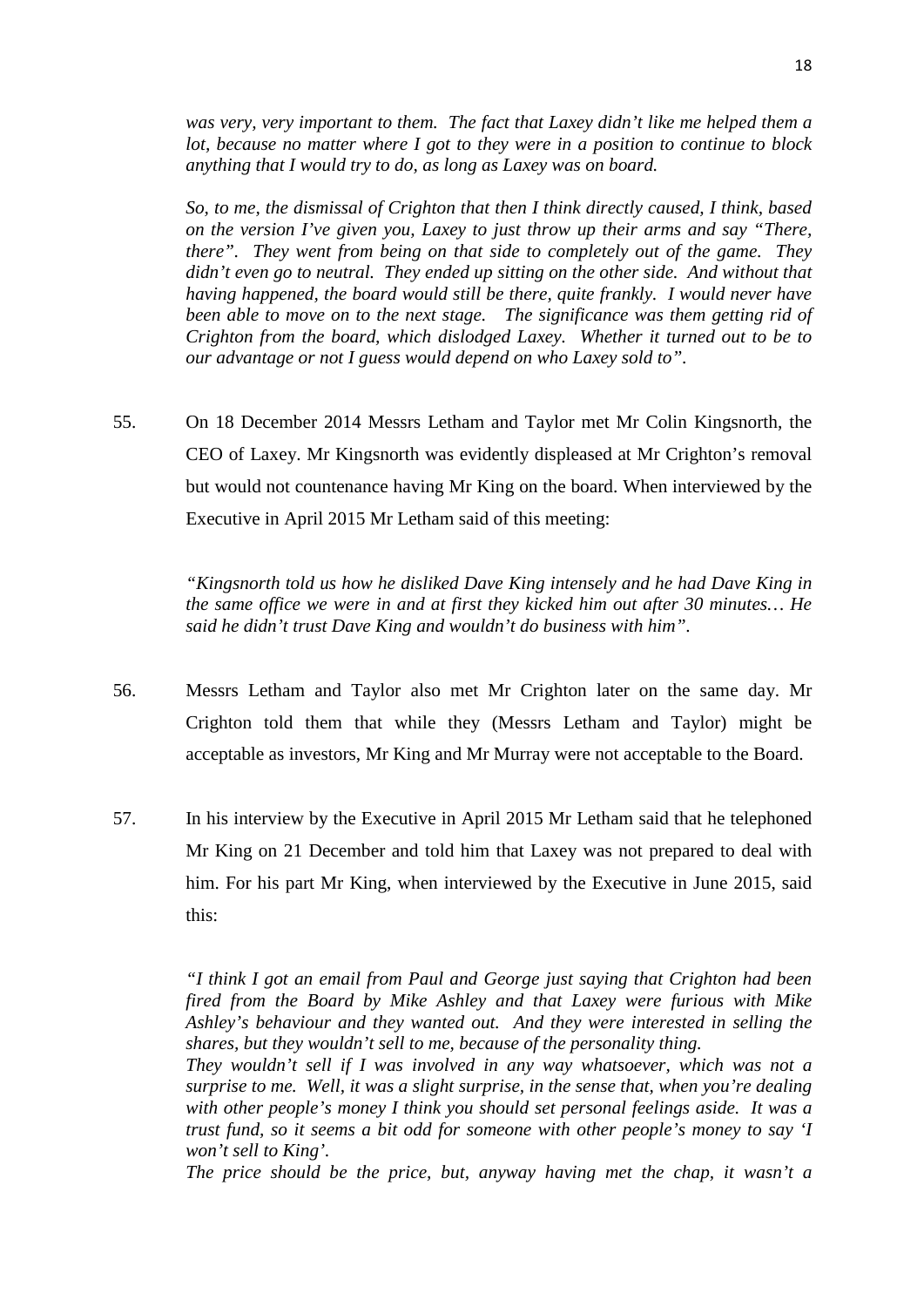*was very, very important to them. The fact that Laxey didn't like me helped them a lot, because no matter where I got to they were in a position to continue to block anything that I would try to do, as long as Laxey was on board.*

*So, to me, the dismissal of Crighton that then I think directly caused, I think, based on the version I've given you, Laxey to just throw up their arms and say "There, there". They went from being on that side to completely out of the game. They didn't even go to neutral. They ended up sitting on the other side. And without that having happened, the board would still be there, quite frankly. I would never have been able to move on to the next stage. The significance was them getting rid of Crighton from the board, which dislodged Laxey. Whether it turned out to be to our advantage or not I guess would depend on who Laxey sold to".*

55. On 18 December 2014 Messrs Letham and Taylor met Mr Colin Kingsnorth, the CEO of Laxey. Mr Kingsnorth was evidently displeased at Mr Crighton's removal but would not countenance having Mr King on the board. When interviewed by the Executive in April 2015 Mr Letham said of this meeting:

*"Kingsnorth told us how he disliked Dave King intensely and he had Dave King in the same office we were in and at first they kicked him out after 30 minutes… He said he didn't trust Dave King and wouldn't do business with him".*

56. Messrs Letham and Taylor also met Mr Crighton later on the same day. Mr Crighton told them that while they (Messrs Letham and Taylor) might be acceptable as investors, Mr King and Mr Murray were not acceptable to the Board.

57. In his interview by the Executive in April 2015 Mr Letham said that he telephoned Mr King on 21 December and told him that Laxey was not prepared to deal with him. For his part Mr King, when interviewed by the Executive in June 2015, said this:

*"I think I got an email from Paul and George just saying that Crighton had been fired from the Board by Mike Ashley and that Laxey were furious with Mike Ashley's behaviour and they wanted out. And they were interested in selling the shares, but they wouldn't sell to me, because of the personality thing.*
*They wouldn't sell if I was involved in any way whatsoever, which was not a surprise to me. Well, it was a slight surprise, in the sense that, when you're dealing with other people's money I think you should set personal feelings aside. It was a trust fund, so it seems a bit odd for someone with other people's money to say 'I won't sell to King'.*
*The price should be the price, but, anyway having met the chap, it wasn't a*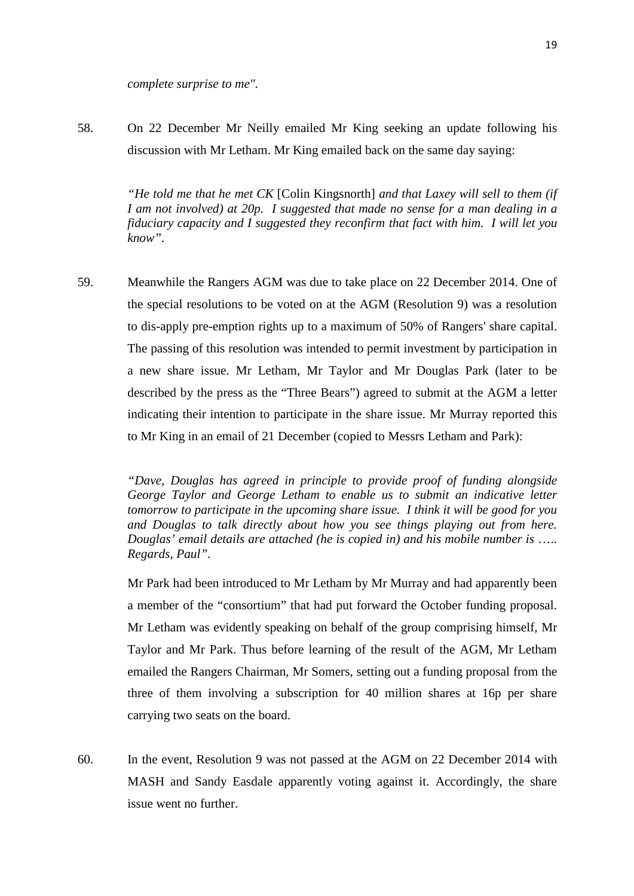*complete surprise to me".*

58. On 22 December Mr Neilly emailed Mr King seeking an update following his discussion with Mr Letham. Mr King emailed back on the same day saying:

> *"He told me that he met CK* [Colin Kingsnorth] *and that Laxey will sell to them (if I am not involved) at 20p. I suggested that made no sense for a man dealing in a fiduciary capacity and I suggested they reconfirm that fact with him. I will let you know".*

59. Meanwhile the Rangers AGM was due to take place on 22 December 2014. One of the special resolutions to be voted on at the AGM (Resolution 9) was a resolution to dis-apply pre-emption rights up to a maximum of 50% of Rangers' share capital. The passing of this resolution was intended to permit investment by participation in a new share issue. Mr Letham, Mr Taylor and Mr Douglas Park (later to be described by the press as the "Three Bears") agreed to submit at the AGM a letter indicating their intention to participate in the share issue. Mr Murray reported this to Mr King in an email of 21 December (copied to Messrs Letham and Park):

> *"Dave, Douglas has agreed in principle to provide proof of funding alongside George Taylor and George Letham to enable us to submit an indicative letter tomorrow to participate in the upcoming share issue. I think it will be good for you and Douglas to talk directly about how you see things playing out from here. Douglas' email details are attached (he is copied in) and his mobile number is ….. Regards, Paul".*

Mr Park had been introduced to Mr Letham by Mr Murray and had apparently been a member of the "consortium" that had put forward the October funding proposal. Mr Letham was evidently speaking on behalf of the group comprising himself, Mr Taylor and Mr Park. Thus before learning of the result of the AGM, Mr Letham emailed the Rangers Chairman, Mr Somers, setting out a funding proposal from the three of them involving a subscription for 40 million shares at 16p per share carrying two seats on the board.

60. In the event, Resolution 9 was not passed at the AGM on 22 December 2014 with MASH and Sandy Easdale apparently voting against it. Accordingly, the share issue went no further.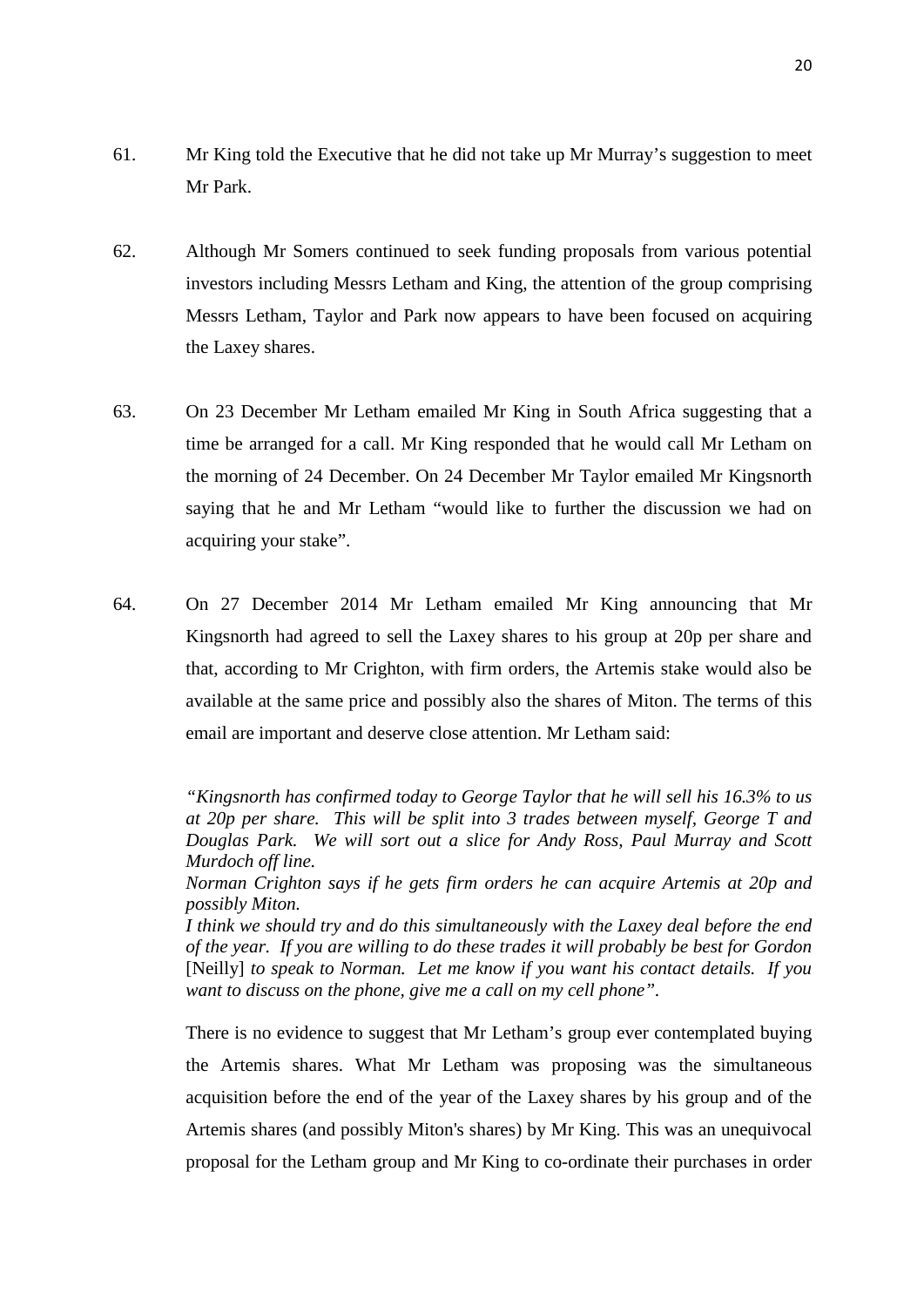61. Mr King told the Executive that he did not take up Mr Murray's suggestion to meet Mr Park.

62. Although Mr Somers continued to seek funding proposals from various potential investors including Messrs Letham and King, the attention of the group comprising Messrs Letham, Taylor and Park now appears to have been focused on acquiring the Laxey shares.

63. On 23 December Mr Letham emailed Mr King in South Africa suggesting that a time be arranged for a call. Mr King responded that he would call Mr Letham on the morning of 24 December. On 24 December Mr Taylor emailed Mr Kingsnorth saying that he and Mr Letham "would like to further the discussion we had on acquiring your stake".

64. On 27 December 2014 Mr Letham emailed Mr King announcing that Mr Kingsnorth had agreed to sell the Laxey shares to his group at 20p per share and that, according to Mr Crighton, with firm orders, the Artemis stake would also be available at the same price and possibly also the shares of Miton. The terms of this email are important and deserve close attention. Mr Letham said:

> *"Kingsnorth has confirmed today to George Taylor that he will sell his 16.3% to us at 20p per share. This will be split into 3 trades between myself, George T and Douglas Park. We will sort out a slice for Andy Ross, Paul Murray and Scott Murdoch off line.*
> *Norman Crighton says if he gets firm orders he can acquire Artemis at 20p and possibly Miton.*
> *I think we should try and do this simultaneously with the Laxey deal before the end of the year. If you are willing to do these trades it will probably be best for Gordon* [Neilly] *to speak to Norman. Let me know if you want his contact details. If you want to discuss on the phone, give me a call on my cell phone".*

There is no evidence to suggest that Mr Letham's group ever contemplated buying the Artemis shares. What Mr Letham was proposing was the simultaneous acquisition before the end of the year of the Laxey shares by his group and of the Artemis shares (and possibly Miton's shares) by Mr King. This was an unequivocal proposal for the Letham group and Mr King to co-ordinate their purchases in order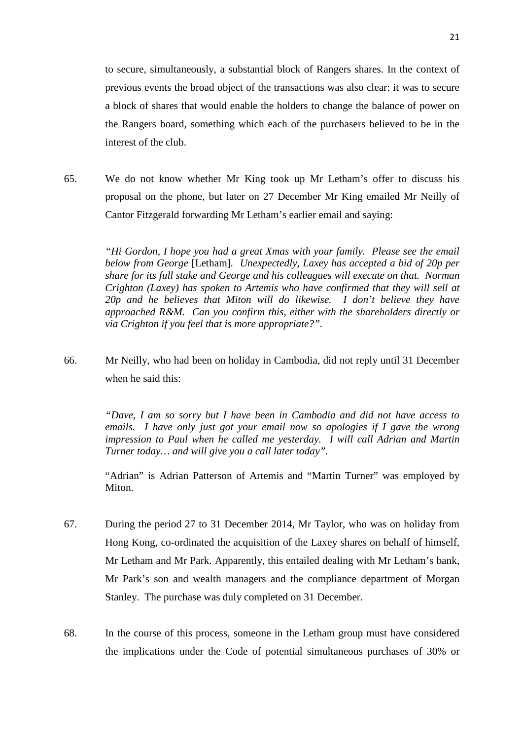to secure, simultaneously, a substantial block of Rangers shares. In the context of previous events the broad object of the transactions was also clear: it was to secure a block of shares that would enable the holders to change the balance of power on the Rangers board, something which each of the purchasers believed to be in the interest of the club.

65. We do not know whether Mr King took up Mr Letham's offer to discuss his proposal on the phone, but later on 27 December Mr King emailed Mr Neilly of Cantor Fitzgerald forwarding Mr Letham's earlier email and saying:

> *"Hi Gordon, I hope you had a great Xmas with your family. Please see the email below from George* [Letham]*. Unexpectedly, Laxey has accepted a bid of 20p per share for its full stake and George and his colleagues will execute on that. Norman Crighton (Laxey) has spoken to Artemis who have confirmed that they will sell at 20p and he believes that Miton will do likewise. I don't believe they have approached R&M. Can you confirm this, either with the shareholders directly or via Crighton if you feel that is more appropriate?".*

66. Mr Neilly, who had been on holiday in Cambodia, did not reply until 31 December when he said this:

> *"Dave, I am so sorry but I have been in Cambodia and did not have access to emails. I have only just got your email now so apologies if I gave the wrong impression to Paul when he called me yesterday. I will call Adrian and Martin Turner today… and will give you a call later today".*
>
> "Adrian" is Adrian Patterson of Artemis and "Martin Turner" was employed by Miton.

67. During the period 27 to 31 December 2014, Mr Taylor, who was on holiday from Hong Kong, co-ordinated the acquisition of the Laxey shares on behalf of himself, Mr Letham and Mr Park. Apparently, this entailed dealing with Mr Letham's bank, Mr Park's son and wealth managers and the compliance department of Morgan Stanley. The purchase was duly completed on 31 December.

68. In the course of this process, someone in the Letham group must have considered the implications under the Code of potential simultaneous purchases of 30% or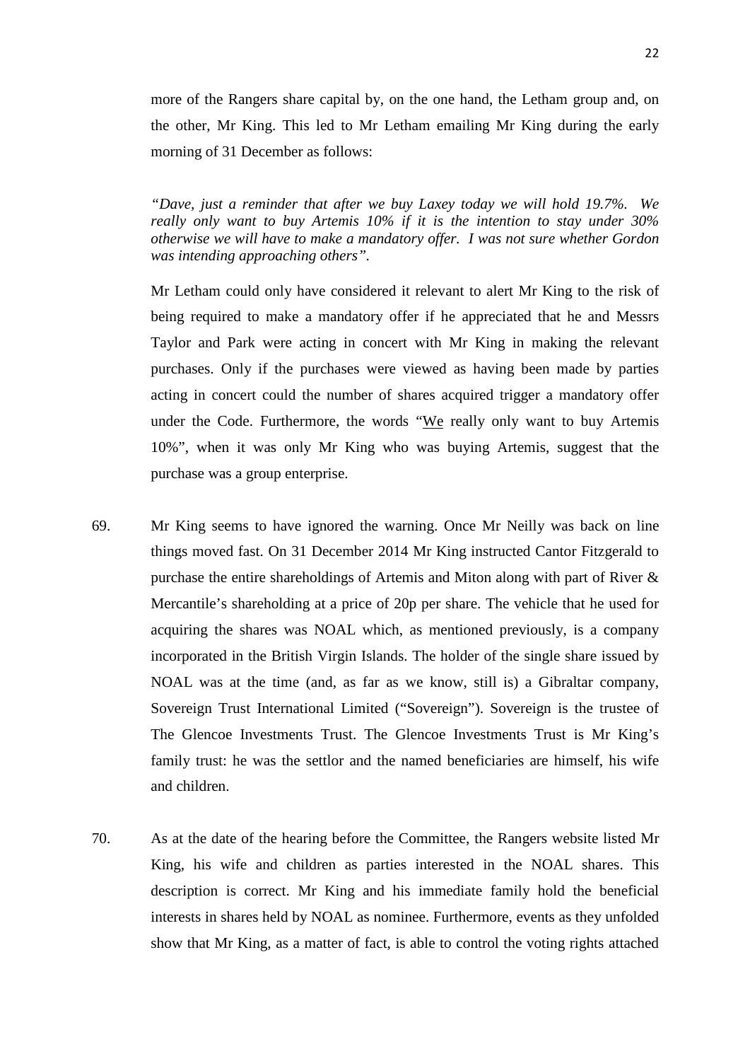more of the Rangers share capital by, on the one hand, the Letham group and, on the other, Mr King. This led to Mr Letham emailing Mr King during the early morning of 31 December as follows:

> *"Dave, just a reminder that after we buy Laxey today we will hold 19.7%. We really only want to buy Artemis 10% if it is the intention to stay under 30% otherwise we will have to make a mandatory offer. I was not sure whether Gordon was intending approaching others".*

Mr Letham could only have considered it relevant to alert Mr King to the risk of being required to make a mandatory offer if he appreciated that he and Messrs Taylor and Park were acting in concert with Mr King in making the relevant purchases. Only if the purchases were viewed as having been made by parties acting in concert could the number of shares acquired trigger a mandatory offer under the Code. Furthermore, the words "<u>We</u> really only want to buy Artemis 10%", when it was only Mr King who was buying Artemis, suggest that the purchase was a group enterprise.

69. Mr King seems to have ignored the warning. Once Mr Neilly was back on line things moved fast. On 31 December 2014 Mr King instructed Cantor Fitzgerald to purchase the entire shareholdings of Artemis and Miton along with part of River & Mercantile's shareholding at a price of 20p per share. The vehicle that he used for acquiring the shares was NOAL which, as mentioned previously, is a company incorporated in the British Virgin Islands. The holder of the single share issued by NOAL was at the time (and, as far as we know, still is) a Gibraltar company, Sovereign Trust International Limited ("Sovereign"). Sovereign is the trustee of The Glencoe Investments Trust. The Glencoe Investments Trust is Mr King's family trust: he was the settlor and the named beneficiaries are himself, his wife and children.

70. As at the date of the hearing before the Committee, the Rangers website listed Mr King, his wife and children as parties interested in the NOAL shares. This description is correct. Mr King and his immediate family hold the beneficial interests in shares held by NOAL as nominee. Furthermore, events as they unfolded show that Mr King, as a matter of fact, is able to control the voting rights attached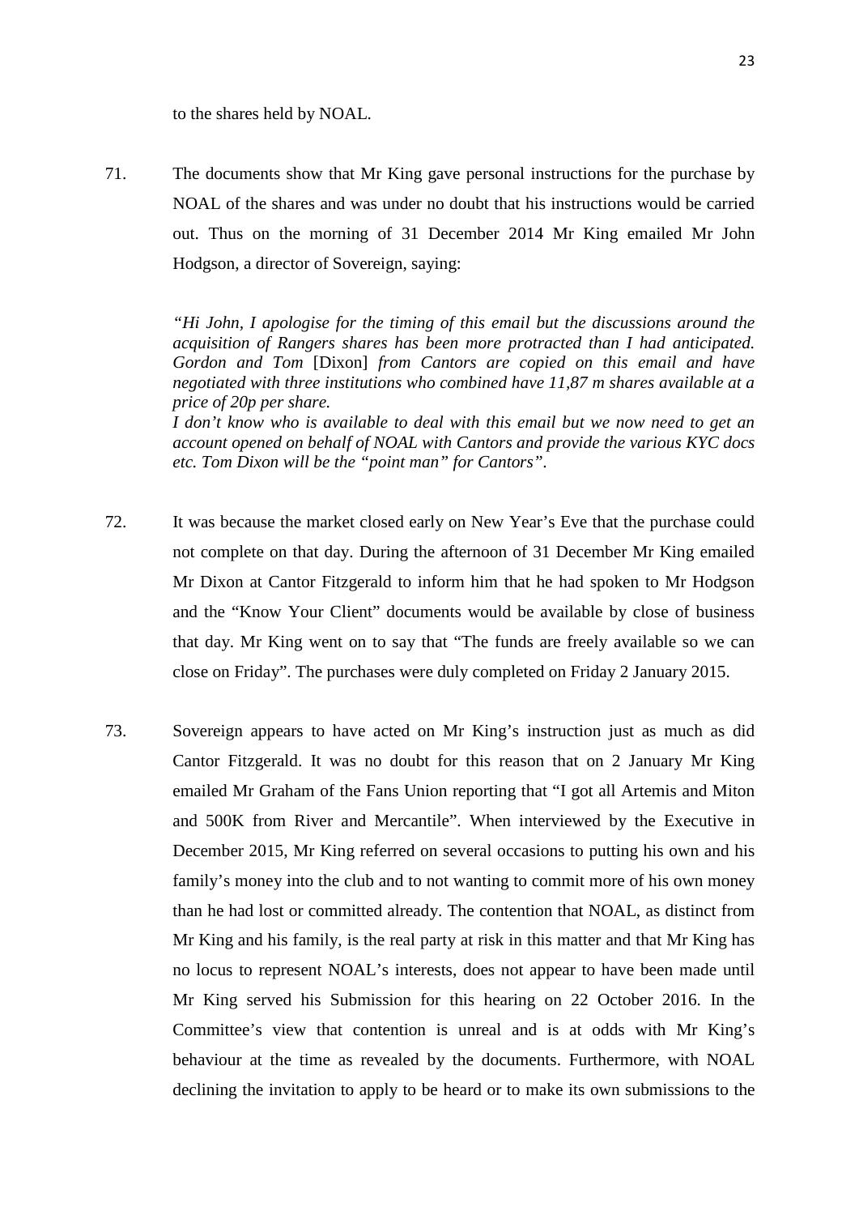to the shares held by NOAL.

71. The documents show that Mr King gave personal instructions for the purchase by NOAL of the shares and was under no doubt that his instructions would be carried out. Thus on the morning of 31 December 2014 Mr King emailed Mr John Hodgson, a director of Sovereign, saying:

> *"Hi John, I apologise for the timing of this email but the discussions around the acquisition of Rangers shares has been more protracted than I had anticipated. Gordon and Tom* [Dixon] *from Cantors are copied on this email and have negotiated with three institutions who combined have 11,87 m shares available at a price of 20p per share.*
> *I don't know who is available to deal with this email but we now need to get an account opened on behalf of NOAL with Cantors and provide the various KYC docs etc. Tom Dixon will be the "point man" for Cantors".*

72. It was because the market closed early on New Year's Eve that the purchase could not complete on that day. During the afternoon of 31 December Mr King emailed Mr Dixon at Cantor Fitzgerald to inform him that he had spoken to Mr Hodgson and the "Know Your Client" documents would be available by close of business that day. Mr King went on to say that "The funds are freely available so we can close on Friday". The purchases were duly completed on Friday 2 January 2015.

73. Sovereign appears to have acted on Mr King's instruction just as much as did Cantor Fitzgerald. It was no doubt for this reason that on 2 January Mr King emailed Mr Graham of the Fans Union reporting that "I got all Artemis and Miton and 500K from River and Mercantile". When interviewed by the Executive in December 2015, Mr King referred on several occasions to putting his own and his family's money into the club and to not wanting to commit more of his own money than he had lost or committed already. The contention that NOAL, as distinct from Mr King and his family, is the real party at risk in this matter and that Mr King has no locus to represent NOAL's interests, does not appear to have been made until Mr King served his Submission for this hearing on 22 October 2016. In the Committee's view that contention is unreal and is at odds with Mr King's behaviour at the time as revealed by the documents. Furthermore, with NOAL declining the invitation to apply to be heard or to make its own submissions to the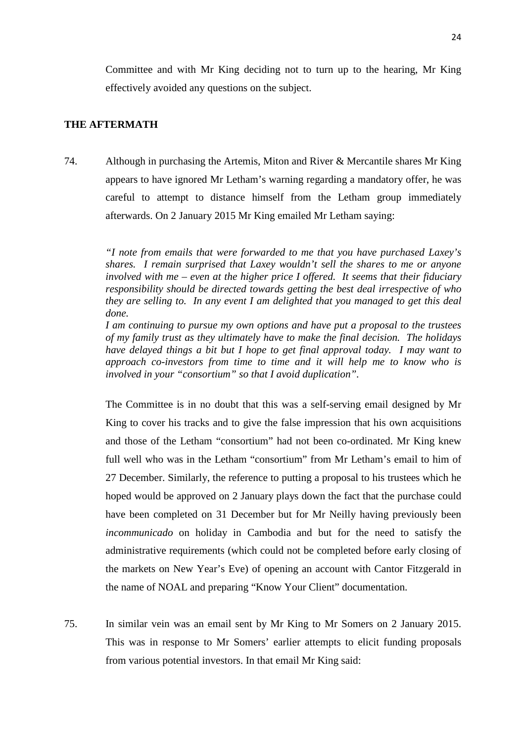Committee and with Mr King deciding not to turn up to the hearing, Mr King effectively avoided any questions on the subject.

## THE AFTERMATH

74. Although in purchasing the Artemis, Miton and River & Mercantile shares Mr King appears to have ignored Mr Letham's warning regarding a mandatory offer, he was careful to attempt to distance himself from the Letham group immediately afterwards. On 2 January 2015 Mr King emailed Mr Letham saying:

> *"I note from emails that were forwarded to me that you have purchased Laxey's shares. I remain surprised that Laxey wouldn't sell the shares to me or anyone involved with me – even at the higher price I offered. It seems that their fiduciary responsibility should be directed towards getting the best deal irrespective of who they are selling to. In any event I am delighted that you managed to get this deal done.*
> *I am continuing to pursue my own options and have put a proposal to the trustees of my family trust as they ultimately have to make the final decision. The holidays have delayed things a bit but I hope to get final approval today. I may want to approach co-investors from time to time and it will help me to know who is involved in your "consortium" so that I avoid duplication".*

The Committee is in no doubt that this was a self-serving email designed by Mr King to cover his tracks and to give the false impression that his own acquisitions and those of the Letham "consortium" had not been co-ordinated. Mr King knew full well who was in the Letham "consortium" from Mr Letham's email to him of 27 December. Similarly, the reference to putting a proposal to his trustees which he hoped would be approved on 2 January plays down the fact that the purchase could have been completed on 31 December but for Mr Neilly having previously been *incommunicado* on holiday in Cambodia and but for the need to satisfy the administrative requirements (which could not be completed before early closing of the markets on New Year's Eve) of opening an account with Cantor Fitzgerald in the name of NOAL and preparing "Know Your Client" documentation.

75. In similar vein was an email sent by Mr King to Mr Somers on 2 January 2015. This was in response to Mr Somers' earlier attempts to elicit funding proposals from various potential investors. In that email Mr King said: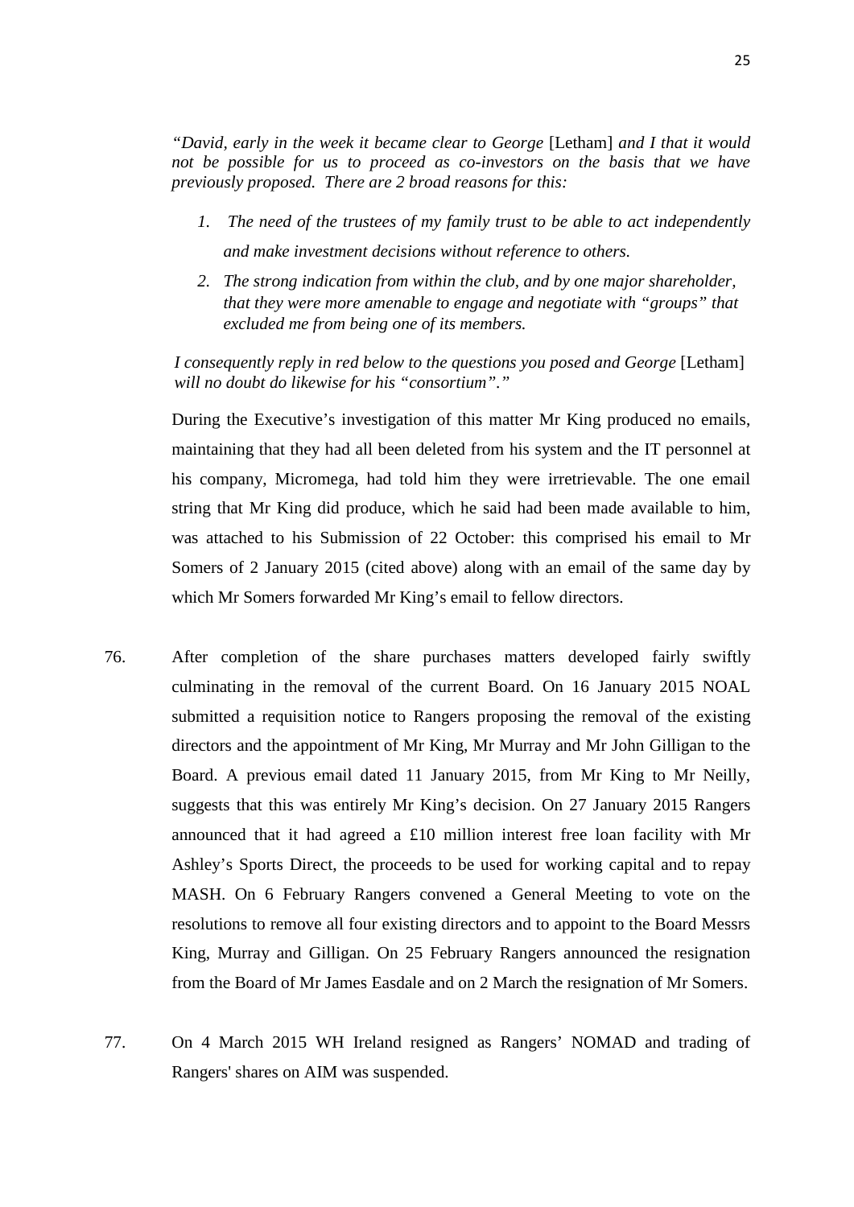*"David, early in the week it became clear to George* [Letham] *and I that it would not be possible for us to proceed as co-investors on the basis that we have previously proposed. There are 2 broad reasons for this:*

1. *The need of the trustees of my family trust to be able to act independently and make investment decisions without reference to others.*
2. *The strong indication from within the club, and by one major shareholder, that they were more amenable to engage and negotiate with "groups" that excluded me from being one of its members.*

*I consequently reply in red below to the questions you posed and George* [Letham] *will no doubt do likewise for his "consortium"."*

During the Executive's investigation of this matter Mr King produced no emails, maintaining that they had all been deleted from his system and the IT personnel at his company, Micromega, had told him they were irretrievable. The one email string that Mr King did produce, which he said had been made available to him, was attached to his Submission of 22 October: this comprised his email to Mr Somers of 2 January 2015 (cited above) along with an email of the same day by which Mr Somers forwarded Mr King's email to fellow directors.

76. After completion of the share purchases matters developed fairly swiftly culminating in the removal of the current Board. On 16 January 2015 NOAL submitted a requisition notice to Rangers proposing the removal of the existing directors and the appointment of Mr King, Mr Murray and Mr John Gilligan to the Board. A previous email dated 11 January 2015, from Mr King to Mr Neilly, suggests that this was entirely Mr King's decision. On 27 January 2015 Rangers announced that it had agreed a £10 million interest free loan facility with Mr Ashley's Sports Direct, the proceeds to be used for working capital and to repay MASH. On 6 February Rangers convened a General Meeting to vote on the resolutions to remove all four existing directors and to appoint to the Board Messrs King, Murray and Gilligan. On 25 February Rangers announced the resignation from the Board of Mr James Easdale and on 2 March the resignation of Mr Somers.

77. On 4 March 2015 WH Ireland resigned as Rangers' NOMAD and trading of Rangers' shares on AIM was suspended.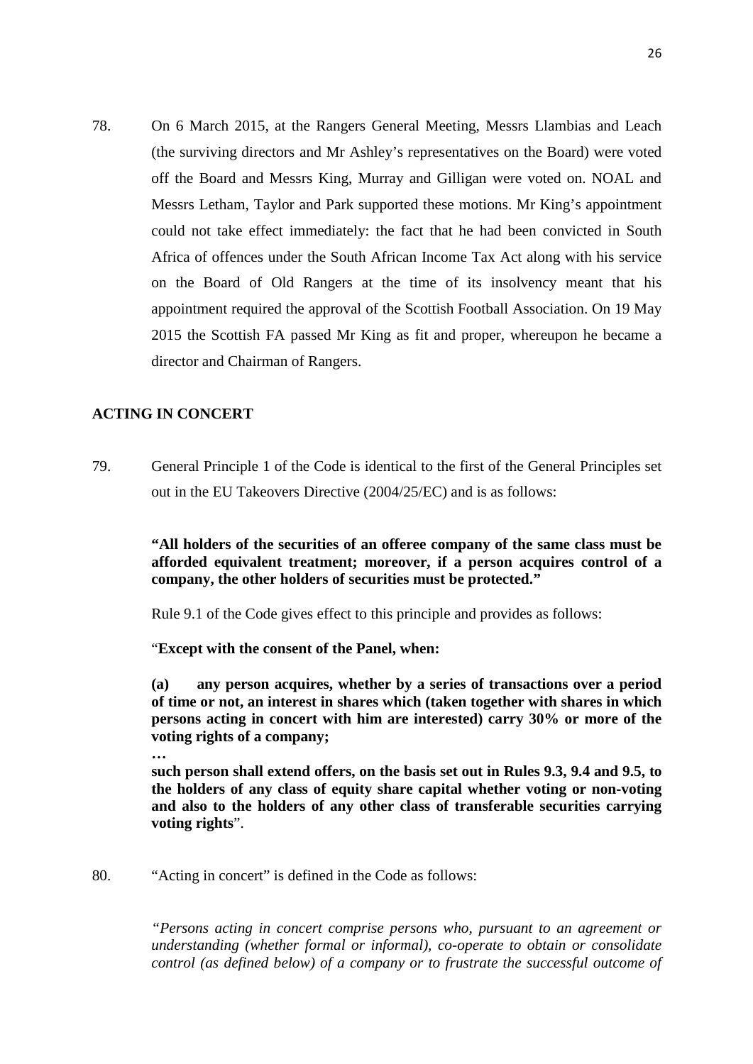78. On 6 March 2015, at the Rangers General Meeting, Messrs Llambias and Leach (the surviving directors and Mr Ashley's representatives on the Board) were voted off the Board and Messrs King, Murray and Gilligan were voted on. NOAL and Messrs Letham, Taylor and Park supported these motions. Mr King's appointment could not take effect immediately: the fact that he had been convicted in South Africa of offences under the South African Income Tax Act along with his service on the Board of Old Rangers at the time of its insolvency meant that his appointment required the approval of the Scottish Football Association. On 19 May 2015 the Scottish FA passed Mr King as fit and proper, whereupon he became a director and Chairman of Rangers.

## ACTING IN CONCERT

79. General Principle 1 of the Code is identical to the first of the General Principles set out in the EU Takeovers Directive (2004/25/EC) and is as follows:

> **"All holders of the securities of an offeree company of the same class must be afforded equivalent treatment; moreover, if a person acquires control of a company, the other holders of securities must be protected."**

Rule 9.1 of the Code gives effect to this principle and provides as follows:

> "**Except with the consent of the Panel, when:**
>
> **(a) any person acquires, whether by a series of transactions over a period of time or not, an interest in shares which (taken together with shares in which persons acting in concert with him are interested) carry 30% or more of the voting rights of a company;**
>
> **…**
>
> **such person shall extend offers, on the basis set out in Rules 9.3, 9.4 and 9.5, to the holders of any class of equity share capital whether voting or non-voting and also to the holders of any other class of transferable securities carrying voting rights**".

80. "Acting in concert" is defined in the Code as follows:

> *"Persons acting in concert comprise persons who, pursuant to an agreement or understanding (whether formal or informal), co-operate to obtain or consolidate control (as defined below) of a company or to frustrate the successful outcome of*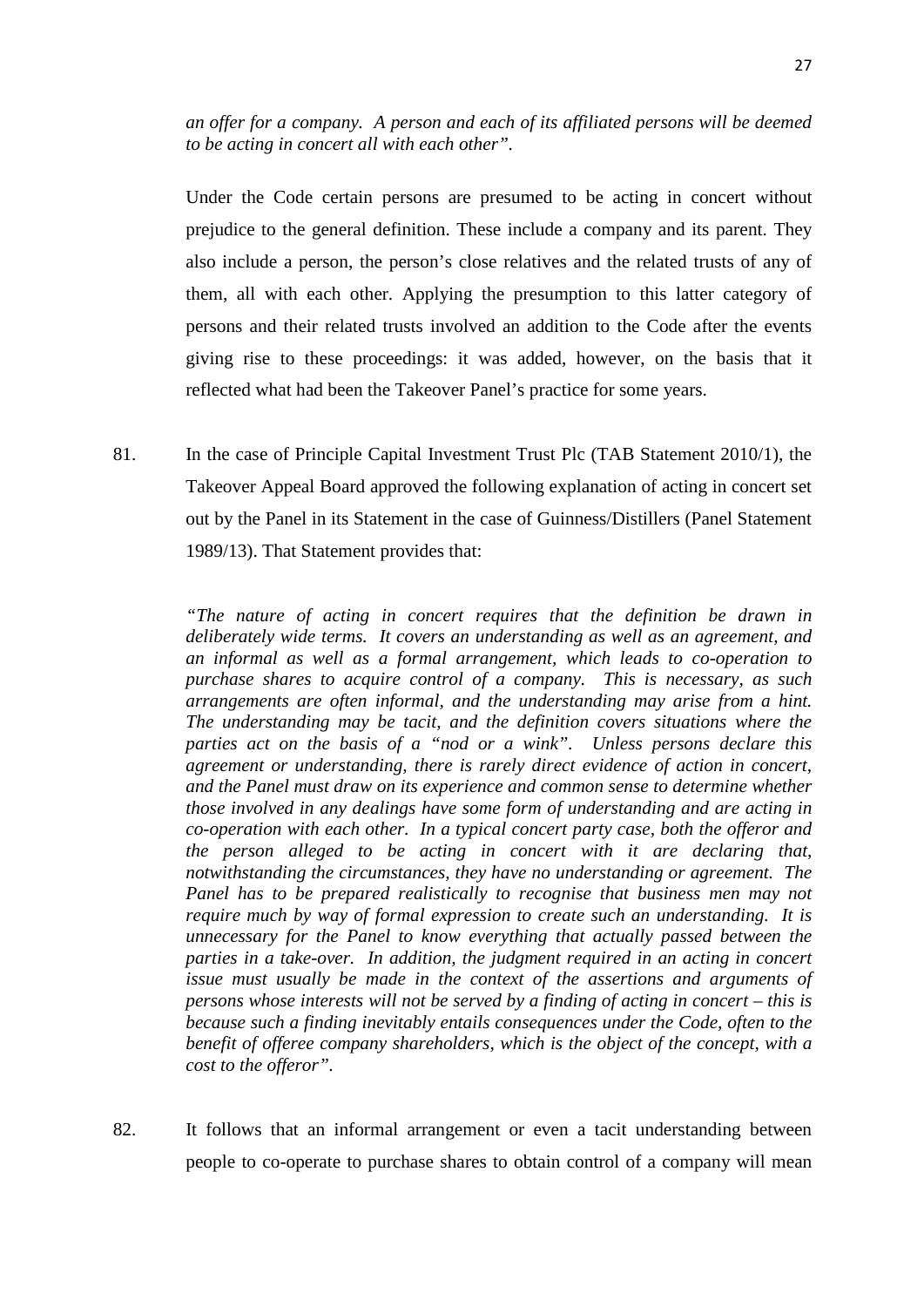*an offer for a company. A person and each of its affiliated persons will be deemed to be acting in concert all with each other".*

Under the Code certain persons are presumed to be acting in concert without prejudice to the general definition. These include a company and its parent. They also include a person, the person's close relatives and the related trusts of any of them, all with each other. Applying the presumption to this latter category of persons and their related trusts involved an addition to the Code after the events giving rise to these proceedings: it was added, however, on the basis that it reflected what had been the Takeover Panel's practice for some years.

81. In the case of Principle Capital Investment Trust Plc (TAB Statement 2010/1), the Takeover Appeal Board approved the following explanation of acting in concert set out by the Panel in its Statement in the case of Guinness/Distillers (Panel Statement 1989/13). That Statement provides that:

*"The nature of acting in concert requires that the definition be drawn in deliberately wide terms. It covers an understanding as well as an agreement, and an informal as well as a formal arrangement, which leads to co-operation to purchase shares to acquire control of a company. This is necessary, as such arrangements are often informal, and the understanding may arise from a hint. The understanding may be tacit, and the definition covers situations where the parties act on the basis of a "nod or a wink". Unless persons declare this agreement or understanding, there is rarely direct evidence of action in concert, and the Panel must draw on its experience and common sense to determine whether those involved in any dealings have some form of understanding and are acting in co-operation with each other. In a typical concert party case, both the offeror and the person alleged to be acting in concert with it are declaring that, notwithstanding the circumstances, they have no understanding or agreement. The Panel has to be prepared realistically to recognise that business men may not require much by way of formal expression to create such an understanding. It is unnecessary for the Panel to know everything that actually passed between the parties in a take-over. In addition, the judgment required in an acting in concert issue must usually be made in the context of the assertions and arguments of persons whose interests will not be served by a finding of acting in concert – this is because such a finding inevitably entails consequences under the Code, often to the benefit of offeree company shareholders, which is the object of the concept, with a cost to the offeror".*

82. It follows that an informal arrangement or even a tacit understanding between people to co-operate to purchase shares to obtain control of a company will mean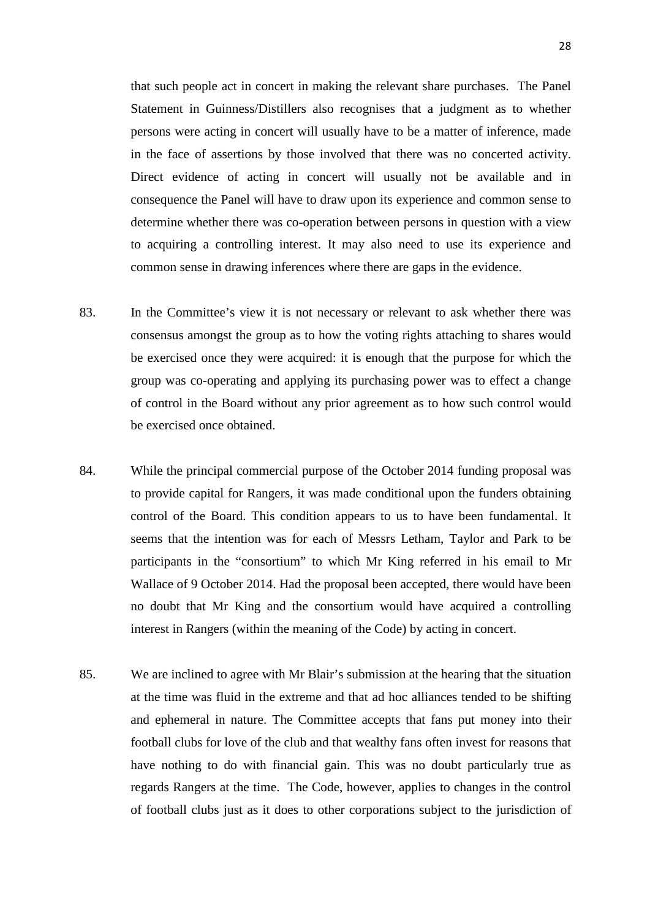that such people act in concert in making the relevant share purchases. The Panel Statement in Guinness/Distillers also recognises that a judgment as to whether persons were acting in concert will usually have to be a matter of inference, made in the face of assertions by those involved that there was no concerted activity. Direct evidence of acting in concert will usually not be available and in consequence the Panel will have to draw upon its experience and common sense to determine whether there was co-operation between persons in question with a view to acquiring a controlling interest. It may also need to use its experience and common sense in drawing inferences where there are gaps in the evidence.

83. In the Committee's view it is not necessary or relevant to ask whether there was consensus amongst the group as to how the voting rights attaching to shares would be exercised once they were acquired: it is enough that the purpose for which the group was co-operating and applying its purchasing power was to effect a change of control in the Board without any prior agreement as to how such control would be exercised once obtained.

84. While the principal commercial purpose of the October 2014 funding proposal was to provide capital for Rangers, it was made conditional upon the funders obtaining control of the Board. This condition appears to us to have been fundamental. It seems that the intention was for each of Messrs Letham, Taylor and Park to be participants in the "consortium" to which Mr King referred in his email to Mr Wallace of 9 October 2014. Had the proposal been accepted, there would have been no doubt that Mr King and the consortium would have acquired a controlling interest in Rangers (within the meaning of the Code) by acting in concert.

85. We are inclined to agree with Mr Blair's submission at the hearing that the situation at the time was fluid in the extreme and that ad hoc alliances tended to be shifting and ephemeral in nature. The Committee accepts that fans put money into their football clubs for love of the club and that wealthy fans often invest for reasons that have nothing to do with financial gain. This was no doubt particularly true as regards Rangers at the time. The Code, however, applies to changes in the control of football clubs just as it does to other corporations subject to the jurisdiction of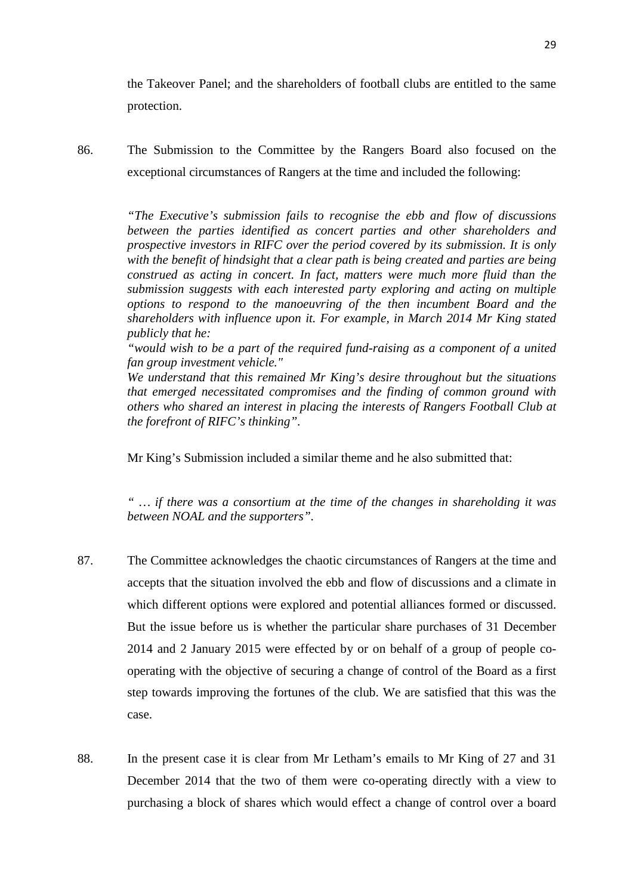the Takeover Panel; and the shareholders of football clubs are entitled to the same protection.

86. The Submission to the Committee by the Rangers Board also focused on the exceptional circumstances of Rangers at the time and included the following:

> *"The Executive's submission fails to recognise the ebb and flow of discussions between the parties identified as concert parties and other shareholders and prospective investors in RIFC over the period covered by its submission. It is only with the benefit of hindsight that a clear path is being created and parties are being construed as acting in concert. In fact, matters were much more fluid than the submission suggests with each interested party exploring and acting on multiple options to respond to the manoeuvring of the then incumbent Board and the shareholders with influence upon it. For example, in March 2014 Mr King stated publicly that he:*
> *"would wish to be a part of the required fund-raising as a component of a united fan group investment vehicle."*
> *We understand that this remained Mr King's desire throughout but the situations that emerged necessitated compromises and the finding of common ground with others who shared an interest in placing the interests of Rangers Football Club at the forefront of RIFC's thinking".*

Mr King's Submission included a similar theme and he also submitted that:

> *" … if there was a consortium at the time of the changes in shareholding it was between NOAL and the supporters".*

87. The Committee acknowledges the chaotic circumstances of Rangers at the time and accepts that the situation involved the ebb and flow of discussions and a climate in which different options were explored and potential alliances formed or discussed. But the issue before us is whether the particular share purchases of 31 December 2014 and 2 January 2015 were effected by or on behalf of a group of people co-operating with the objective of securing a change of control of the Board as a first step towards improving the fortunes of the club. We are satisfied that this was the case.

88. In the present case it is clear from Mr Letham's emails to Mr King of 27 and 31 December 2014 that the two of them were co-operating directly with a view to purchasing a block of shares which would effect a change of control over a board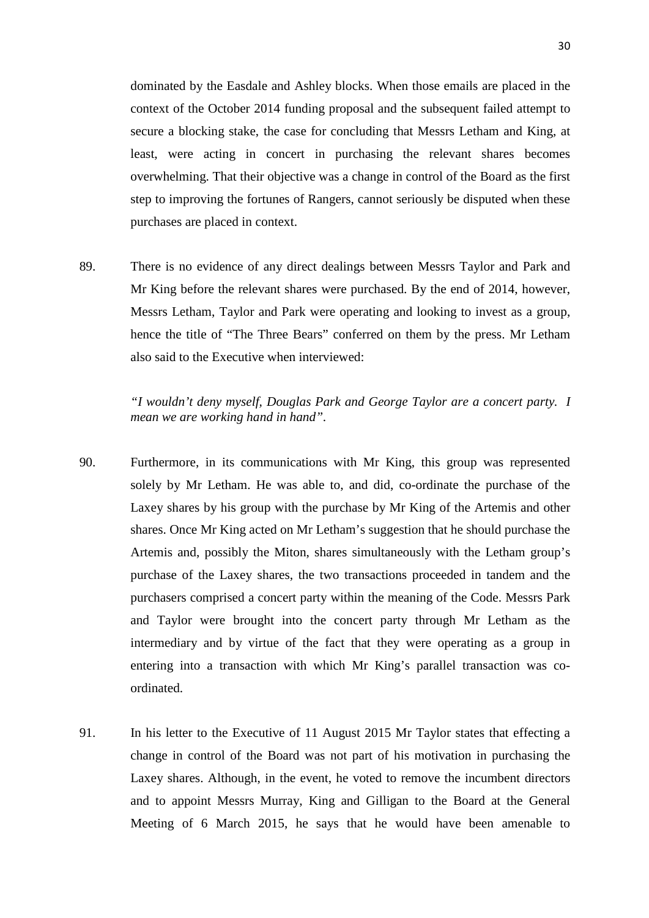dominated by the Easdale and Ashley blocks. When those emails are placed in the context of the October 2014 funding proposal and the subsequent failed attempt to secure a blocking stake, the case for concluding that Messrs Letham and King, at least, were acting in concert in purchasing the relevant shares becomes overwhelming. That their objective was a change in control of the Board as the first step to improving the fortunes of Rangers, cannot seriously be disputed when these purchases are placed in context.

89. There is no evidence of any direct dealings between Messrs Taylor and Park and Mr King before the relevant shares were purchased. By the end of 2014, however, Messrs Letham, Taylor and Park were operating and looking to invest as a group, hence the title of "The Three Bears" conferred on them by the press. Mr Letham also said to the Executive when interviewed:

> *"I wouldn't deny myself, Douglas Park and George Taylor are a concert party. I mean we are working hand in hand".*

90. Furthermore, in its communications with Mr King, this group was represented solely by Mr Letham. He was able to, and did, co-ordinate the purchase of the Laxey shares by his group with the purchase by Mr King of the Artemis and other shares. Once Mr King acted on Mr Letham's suggestion that he should purchase the Artemis and, possibly the Miton, shares simultaneously with the Letham group's purchase of the Laxey shares, the two transactions proceeded in tandem and the purchasers comprised a concert party within the meaning of the Code. Messrs Park and Taylor were brought into the concert party through Mr Letham as the intermediary and by virtue of the fact that they were operating as a group in entering into a transaction with which Mr King's parallel transaction was co-ordinated.

91. In his letter to the Executive of 11 August 2015 Mr Taylor states that effecting a change in control of the Board was not part of his motivation in purchasing the Laxey shares. Although, in the event, he voted to remove the incumbent directors and to appoint Messrs Murray, King and Gilligan to the Board at the General Meeting of 6 March 2015, he says that he would have been amenable to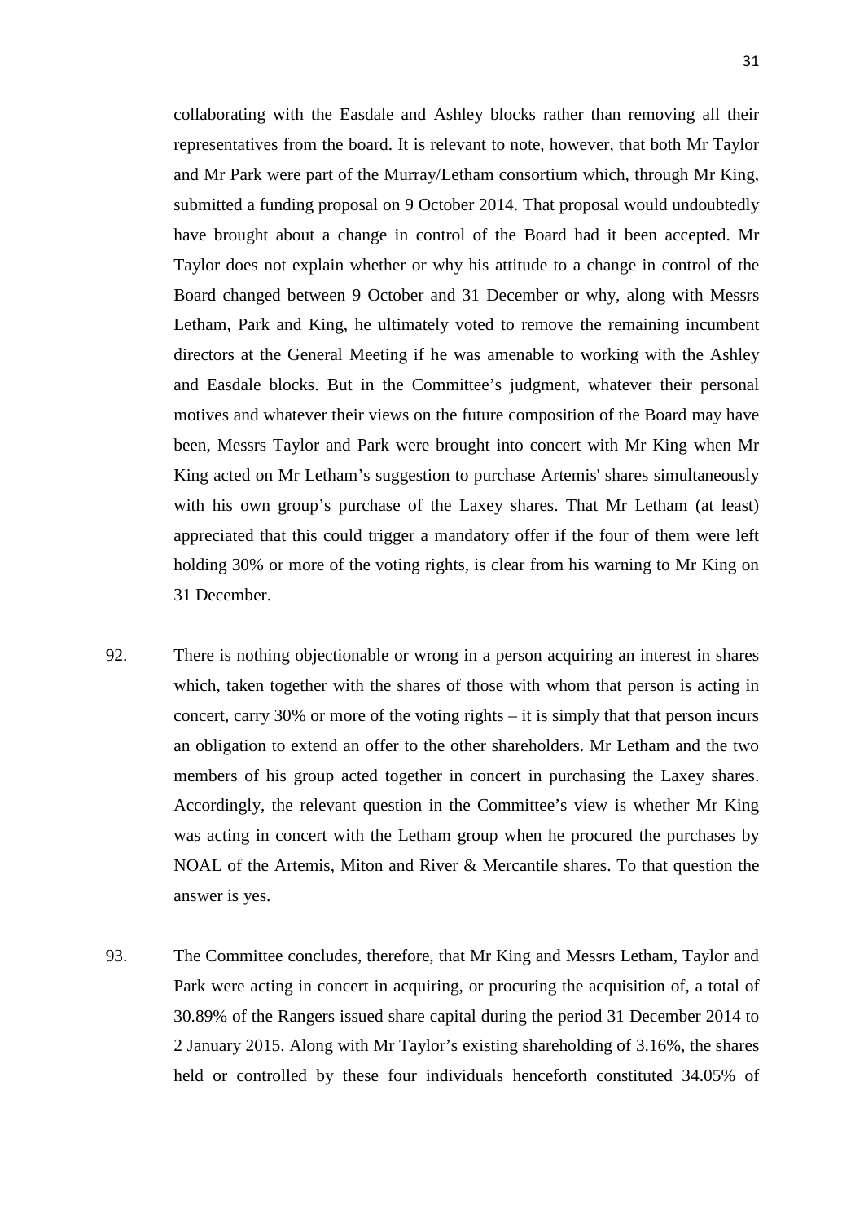collaborating with the Easdale and Ashley blocks rather than removing all their representatives from the board. It is relevant to note, however, that both Mr Taylor and Mr Park were part of the Murray/Letham consortium which, through Mr King, submitted a funding proposal on 9 October 2014. That proposal would undoubtedly have brought about a change in control of the Board had it been accepted. Mr Taylor does not explain whether or why his attitude to a change in control of the Board changed between 9 October and 31 December or why, along with Messrs Letham, Park and King, he ultimately voted to remove the remaining incumbent directors at the General Meeting if he was amenable to working with the Ashley and Easdale blocks. But in the Committee's judgment, whatever their personal motives and whatever their views on the future composition of the Board may have been, Messrs Taylor and Park were brought into concert with Mr King when Mr King acted on Mr Letham's suggestion to purchase Artemis' shares simultaneously with his own group's purchase of the Laxey shares. That Mr Letham (at least) appreciated that this could trigger a mandatory offer if the four of them were left holding 30% or more of the voting rights, is clear from his warning to Mr King on 31 December.

92. There is nothing objectionable or wrong in a person acquiring an interest in shares which, taken together with the shares of those with whom that person is acting in concert, carry 30% or more of the voting rights – it is simply that that person incurs an obligation to extend an offer to the other shareholders. Mr Letham and the two members of his group acted together in concert in purchasing the Laxey shares. Accordingly, the relevant question in the Committee's view is whether Mr King was acting in concert with the Letham group when he procured the purchases by NOAL of the Artemis, Miton and River & Mercantile shares. To that question the answer is yes.

93. The Committee concludes, therefore, that Mr King and Messrs Letham, Taylor and Park were acting in concert in acquiring, or procuring the acquisition of, a total of 30.89% of the Rangers issued share capital during the period 31 December 2014 to 2 January 2015. Along with Mr Taylor's existing shareholding of 3.16%, the shares held or controlled by these four individuals henceforth constituted 34.05% of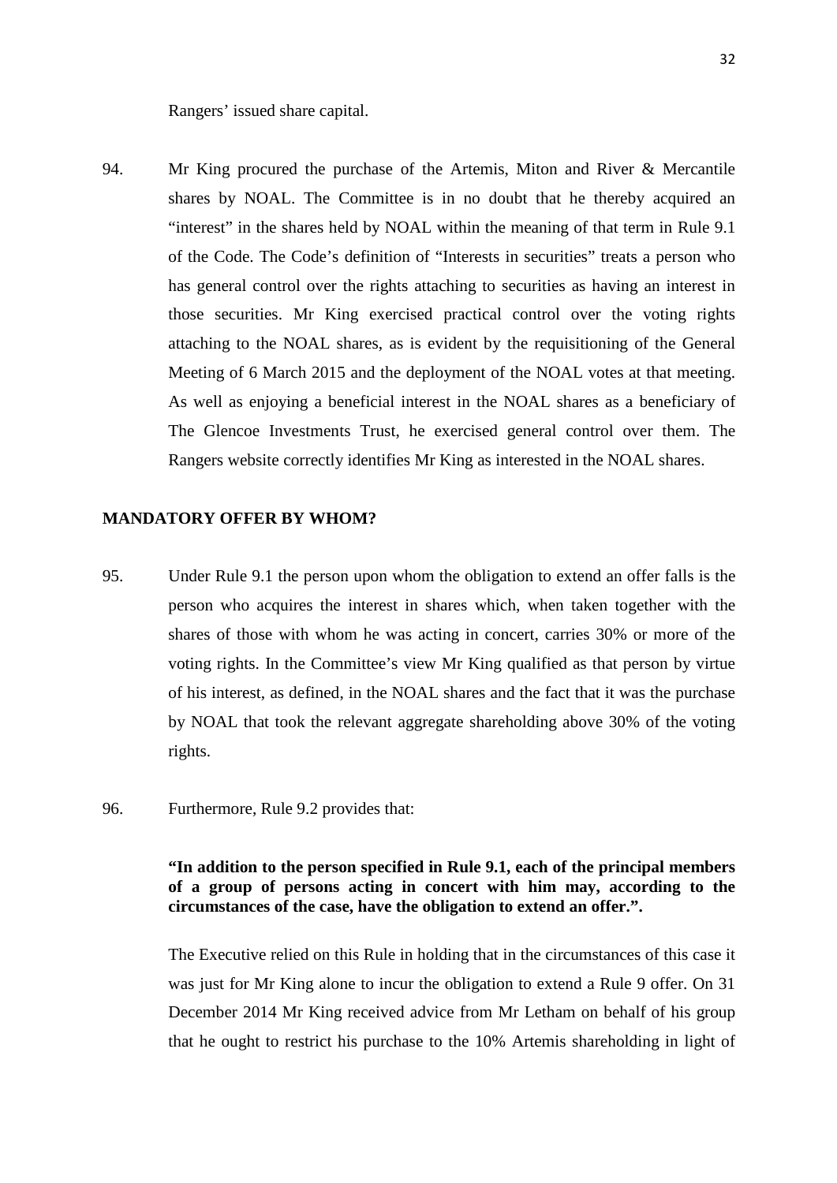Rangers' issued share capital.

94. Mr King procured the purchase of the Artemis, Miton and River & Mercantile shares by NOAL. The Committee is in no doubt that he thereby acquired an "interest" in the shares held by NOAL within the meaning of that term in Rule 9.1 of the Code. The Code's definition of "Interests in securities" treats a person who has general control over the rights attaching to securities as having an interest in those securities. Mr King exercised practical control over the voting rights attaching to the NOAL shares, as is evident by the requisitioning of the General Meeting of 6 March 2015 and the deployment of the NOAL votes at that meeting. As well as enjoying a beneficial interest in the NOAL shares as a beneficiary of The Glencoe Investments Trust, he exercised general control over them. The Rangers website correctly identifies Mr King as interested in the NOAL shares.

## MANDATORY OFFER BY WHOM?

95. Under Rule 9.1 the person upon whom the obligation to extend an offer falls is the person who acquires the interest in shares which, when taken together with the shares of those with whom he was acting in concert, carries 30% or more of the voting rights. In the Committee's view Mr King qualified as that person by virtue of his interest, as defined, in the NOAL shares and the fact that it was the purchase by NOAL that took the relevant aggregate shareholding above 30% of the voting rights.

96. Furthermore, Rule 9.2 provides that:

**"In addition to the person specified in Rule 9.1, each of the principal members of a group of persons acting in concert with him may, according to the circumstances of the case, have the obligation to extend an offer.".**

The Executive relied on this Rule in holding that in the circumstances of this case it was just for Mr King alone to incur the obligation to extend a Rule 9 offer. On 31 December 2014 Mr King received advice from Mr Letham on behalf of his group that he ought to restrict his purchase to the 10% Artemis shareholding in light of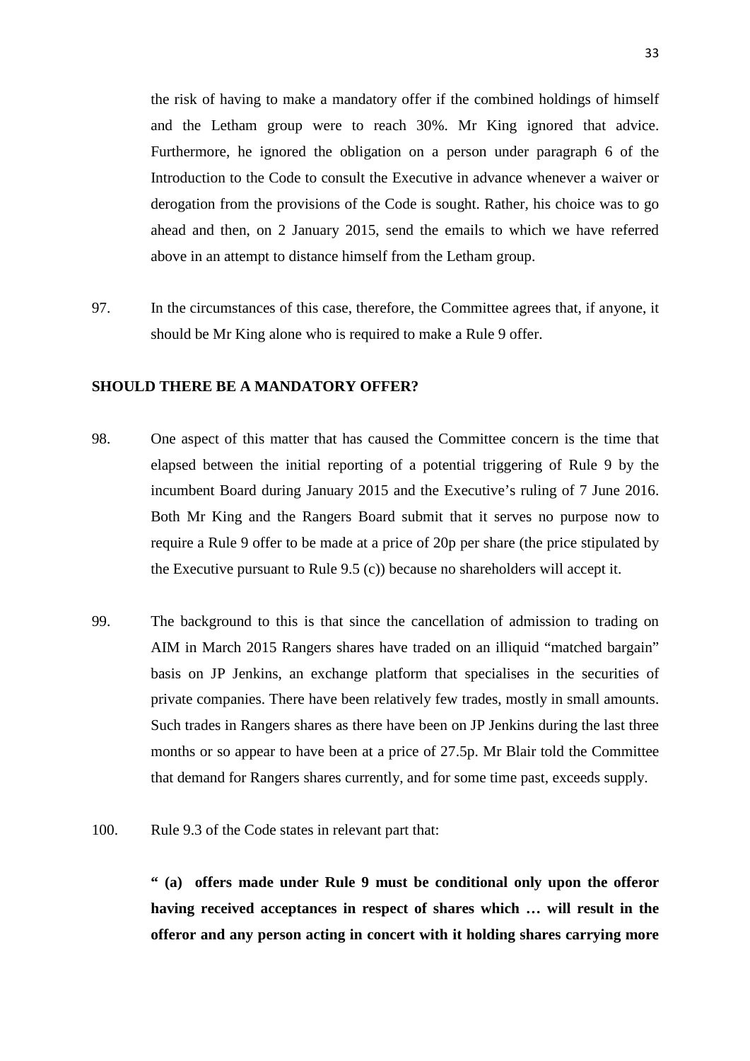the risk of having to make a mandatory offer if the combined holdings of himself and the Letham group were to reach 30%. Mr King ignored that advice. Furthermore, he ignored the obligation on a person under paragraph 6 of the Introduction to the Code to consult the Executive in advance whenever a waiver or derogation from the provisions of the Code is sought. Rather, his choice was to go ahead and then, on 2 January 2015, send the emails to which we have referred above in an attempt to distance himself from the Letham group.

97. In the circumstances of this case, therefore, the Committee agrees that, if anyone, it should be Mr King alone who is required to make a Rule 9 offer.

**SHOULD THERE BE A MANDATORY OFFER?**

98. One aspect of this matter that has caused the Committee concern is the time that elapsed between the initial reporting of a potential triggering of Rule 9 by the incumbent Board during January 2015 and the Executive's ruling of 7 June 2016. Both Mr King and the Rangers Board submit that it serves no purpose now to require a Rule 9 offer to be made at a price of 20p per share (the price stipulated by the Executive pursuant to Rule 9.5 (c)) because no shareholders will accept it.

99. The background to this is that since the cancellation of admission to trading on AIM in March 2015 Rangers shares have traded on an illiquid "matched bargain" basis on JP Jenkins, an exchange platform that specialises in the securities of private companies. There have been relatively few trades, mostly in small amounts. Such trades in Rangers shares as there have been on JP Jenkins during the last three months or so appear to have been at a price of 27.5p. Mr Blair told the Committee that demand for Rangers shares currently, and for some time past, exceeds supply.

100. Rule 9.3 of the Code states in relevant part that:

**" (a) offers made under Rule 9 must be conditional only upon the offeror having received acceptances in respect of shares which … will result in the offeror and any person acting in concert with it holding shares carrying more**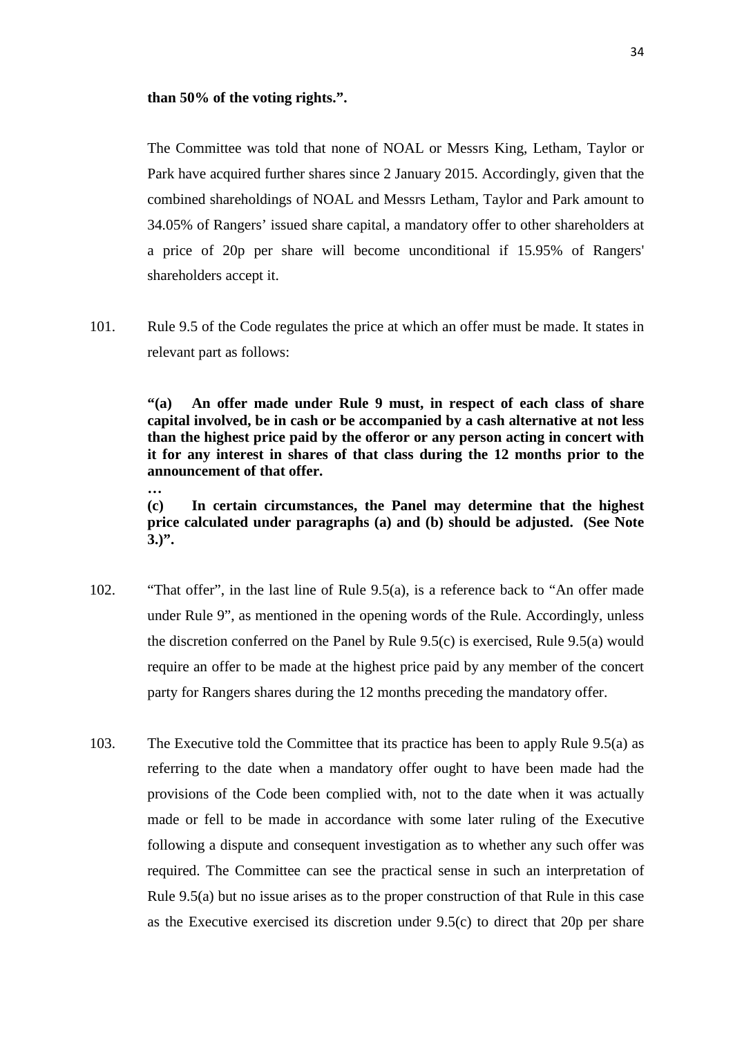**than 50% of the voting rights.".**

The Committee was told that none of NOAL or Messrs King, Letham, Taylor or Park have acquired further shares since 2 January 2015. Accordingly, given that the combined shareholdings of NOAL and Messrs Letham, Taylor and Park amount to 34.05% of Rangers' issued share capital, a mandatory offer to other shareholders at a price of 20p per share will become unconditional if 15.95% of Rangers' shareholders accept it.

101. Rule 9.5 of the Code regulates the price at which an offer must be made. It states in relevant part as follows:

> **"(a) An offer made under Rule 9 must, in respect of each class of share capital involved, be in cash or be accompanied by a cash alternative at not less than the highest price paid by the offeror or any person acting in concert with it for any interest in shares of that class during the 12 months prior to the announcement of that offer.**
>
> **…**
>
> **(c) In certain circumstances, the Panel may determine that the highest price calculated under paragraphs (a) and (b) should be adjusted. (See Note 3.)".**

102. "That offer", in the last line of Rule 9.5(a), is a reference back to "An offer made under Rule 9", as mentioned in the opening words of the Rule. Accordingly, unless the discretion conferred on the Panel by Rule 9.5(c) is exercised, Rule 9.5(a) would require an offer to be made at the highest price paid by any member of the concert party for Rangers shares during the 12 months preceding the mandatory offer.

103. The Executive told the Committee that its practice has been to apply Rule 9.5(a) as referring to the date when a mandatory offer ought to have been made had the provisions of the Code been complied with, not to the date when it was actually made or fell to be made in accordance with some later ruling of the Executive following a dispute and consequent investigation as to whether any such offer was required. The Committee can see the practical sense in such an interpretation of Rule 9.5(a) but no issue arises as to the proper construction of that Rule in this case as the Executive exercised its discretion under 9.5(c) to direct that 20p per share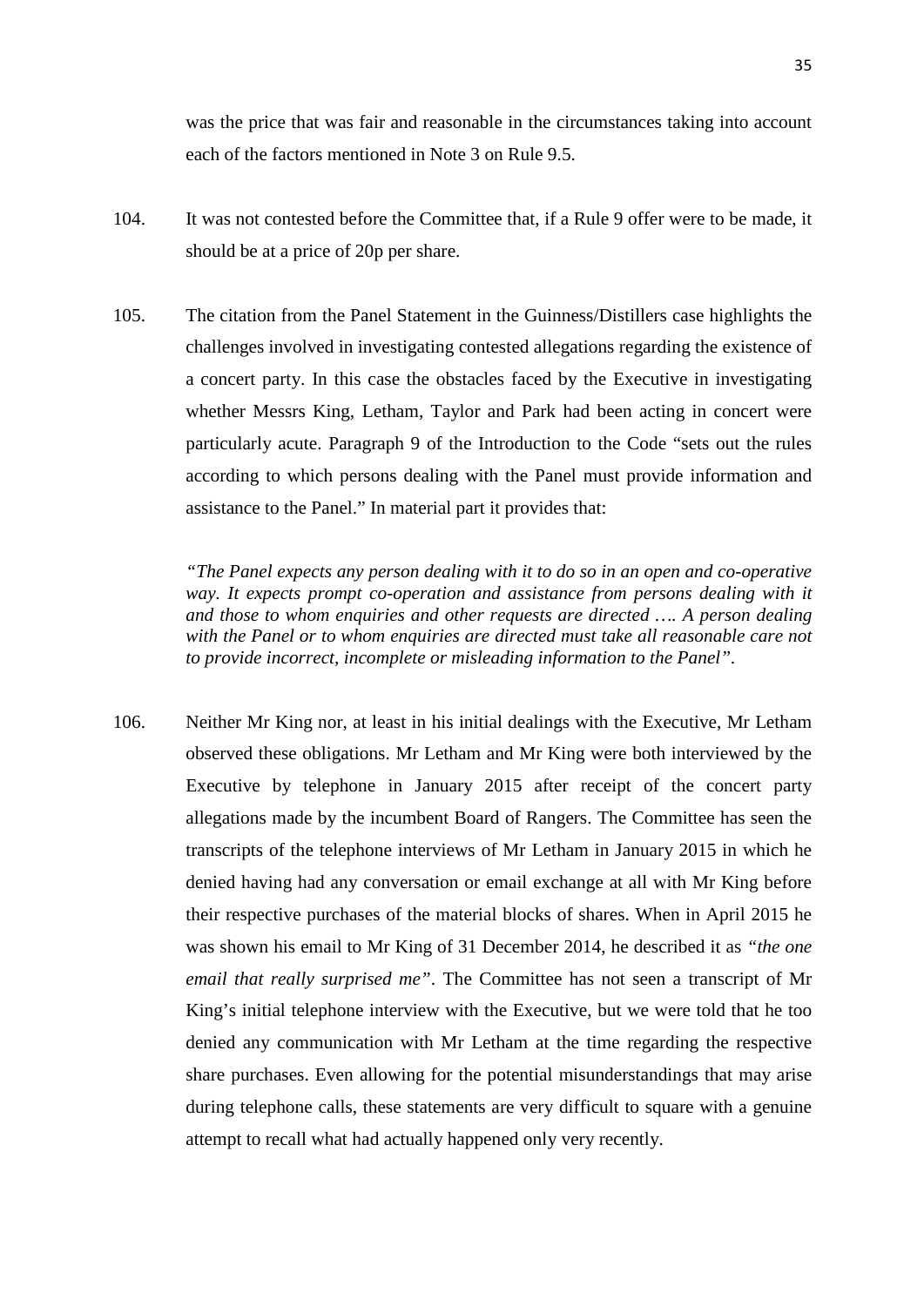was the price that was fair and reasonable in the circumstances taking into account each of the factors mentioned in Note 3 on Rule 9.5.

104. It was not contested before the Committee that, if a Rule 9 offer were to be made, it should be at a price of 20p per share.

105. The citation from the Panel Statement in the Guinness/Distillers case highlights the challenges involved in investigating contested allegations regarding the existence of a concert party. In this case the obstacles faced by the Executive in investigating whether Messrs King, Letham, Taylor and Park had been acting in concert were particularly acute. Paragraph 9 of the Introduction to the Code "sets out the rules according to which persons dealing with the Panel must provide information and assistance to the Panel." In material part it provides that:

> *"The Panel expects any person dealing with it to do so in an open and co-operative way. It expects prompt co-operation and assistance from persons dealing with it and those to whom enquiries and other requests are directed …. A person dealing with the Panel or to whom enquiries are directed must take all reasonable care not to provide incorrect, incomplete or misleading information to the Panel".*

106. Neither Mr King nor, at least in his initial dealings with the Executive, Mr Letham observed these obligations. Mr Letham and Mr King were both interviewed by the Executive by telephone in January 2015 after receipt of the concert party allegations made by the incumbent Board of Rangers. The Committee has seen the transcripts of the telephone interviews of Mr Letham in January 2015 in which he denied having had any conversation or email exchange at all with Mr King before their respective purchases of the material blocks of shares. When in April 2015 he was shown his email to Mr King of 31 December 2014, he described it as *"the one email that really surprised me"*. The Committee has not seen a transcript of Mr King's initial telephone interview with the Executive, but we were told that he too denied any communication with Mr Letham at the time regarding the respective share purchases. Even allowing for the potential misunderstandings that may arise during telephone calls, these statements are very difficult to square with a genuine attempt to recall what had actually happened only very recently.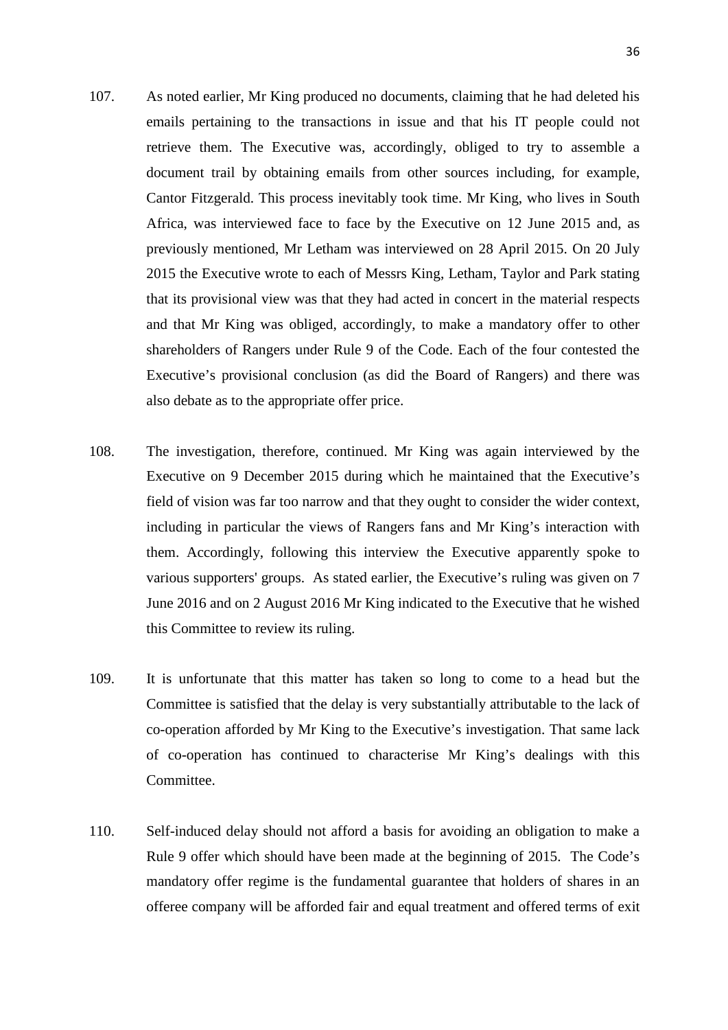107. As noted earlier, Mr King produced no documents, claiming that he had deleted his emails pertaining to the transactions in issue and that his IT people could not retrieve them. The Executive was, accordingly, obliged to try to assemble a document trail by obtaining emails from other sources including, for example, Cantor Fitzgerald. This process inevitably took time. Mr King, who lives in South Africa, was interviewed face to face by the Executive on 12 June 2015 and, as previously mentioned, Mr Letham was interviewed on 28 April 2015. On 20 July 2015 the Executive wrote to each of Messrs King, Letham, Taylor and Park stating that its provisional view was that they had acted in concert in the material respects and that Mr King was obliged, accordingly, to make a mandatory offer to other shareholders of Rangers under Rule 9 of the Code. Each of the four contested the Executive's provisional conclusion (as did the Board of Rangers) and there was also debate as to the appropriate offer price.

108. The investigation, therefore, continued. Mr King was again interviewed by the Executive on 9 December 2015 during which he maintained that the Executive's field of vision was far too narrow and that they ought to consider the wider context, including in particular the views of Rangers fans and Mr King's interaction with them. Accordingly, following this interview the Executive apparently spoke to various supporters' groups. As stated earlier, the Executive's ruling was given on 7 June 2016 and on 2 August 2016 Mr King indicated to the Executive that he wished this Committee to review its ruling.

109. It is unfortunate that this matter has taken so long to come to a head but the Committee is satisfied that the delay is very substantially attributable to the lack of co-operation afforded by Mr King to the Executive's investigation. That same lack of co-operation has continued to characterise Mr King's dealings with this Committee.

110. Self-induced delay should not afford a basis for avoiding an obligation to make a Rule 9 offer which should have been made at the beginning of 2015. The Code's mandatory offer regime is the fundamental guarantee that holders of shares in an offeree company will be afforded fair and equal treatment and offered terms of exit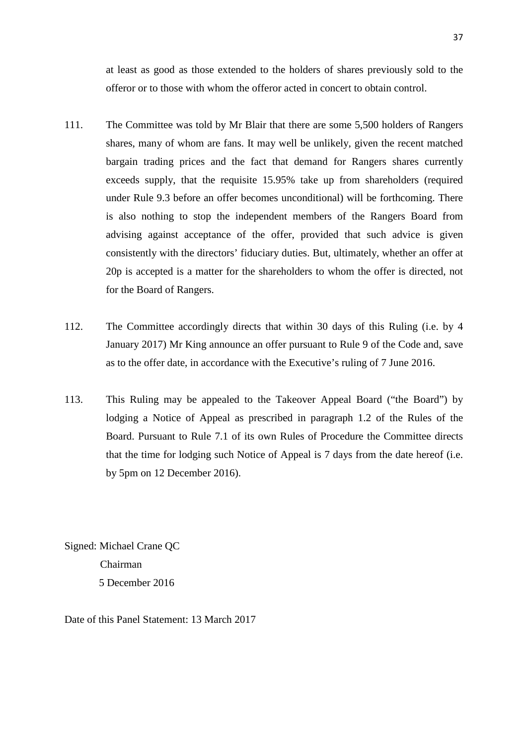at least as good as those extended to the holders of shares previously sold to the offeror or to those with whom the offeror acted in concert to obtain control.

111. The Committee was told by Mr Blair that there are some 5,500 holders of Rangers shares, many of whom are fans. It may well be unlikely, given the recent matched bargain trading prices and the fact that demand for Rangers shares currently exceeds supply, that the requisite 15.95% take up from shareholders (required under Rule 9.3 before an offer becomes unconditional) will be forthcoming. There is also nothing to stop the independent members of the Rangers Board from advising against acceptance of the offer, provided that such advice is given consistently with the directors' fiduciary duties. But, ultimately, whether an offer at 20p is accepted is a matter for the shareholders to whom the offer is directed, not for the Board of Rangers.

112. The Committee accordingly directs that within 30 days of this Ruling (i.e. by 4 January 2017) Mr King announce an offer pursuant to Rule 9 of the Code and, save as to the offer date, in accordance with the Executive's ruling of 7 June 2016.

113. This Ruling may be appealed to the Takeover Appeal Board ("the Board") by lodging a Notice of Appeal as prescribed in paragraph 1.2 of the Rules of the Board. Pursuant to Rule 7.1 of its own Rules of Procedure the Committee directs that the time for lodging such Notice of Appeal is 7 days from the date hereof (i.e. by 5pm on 12 December 2016).

Signed: Michael Crane QC
Chairman
5 December 2016

Date of this Panel Statement: 13 March 2017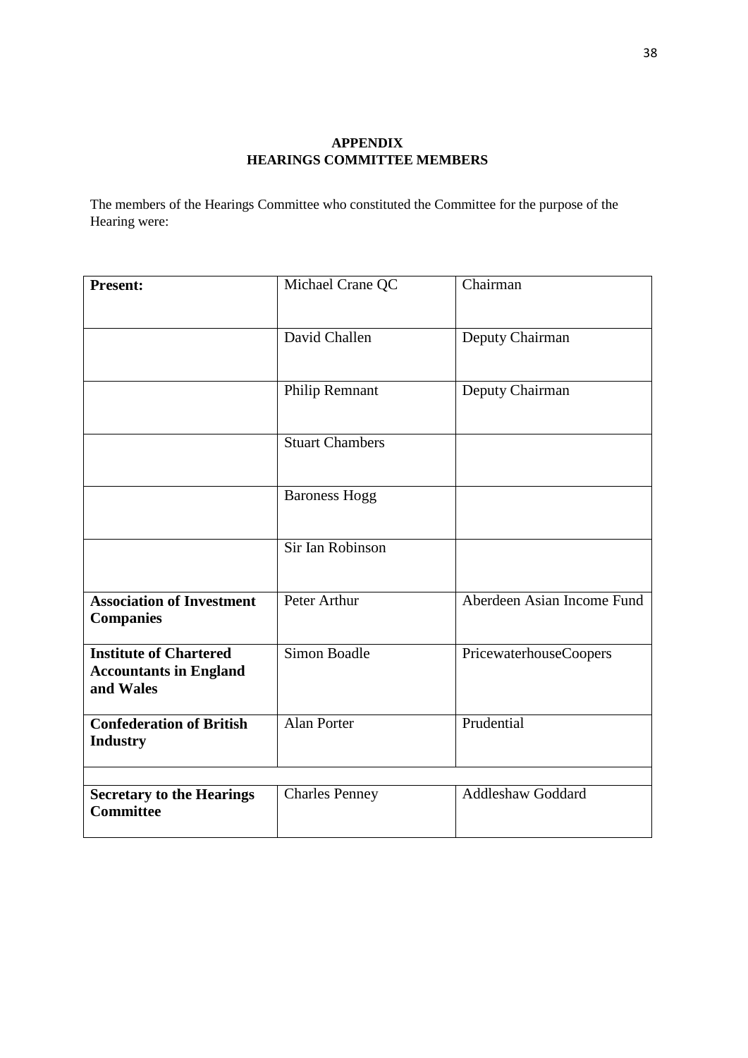## APPENDIX
## HEARINGS COMMITTEE MEMBERS

The members of the Hearings Committee who constituted the Committee for the purpose of the Hearing were:

| | | |
|---|---|---|
| **Present:** | Michael Crane QC | Chairman |
| | David Challen | Deputy Chairman |
| | Philip Remnant | Deputy Chairman |
| | Stuart Chambers | |
| | Baroness Hogg | |
| | Sir Ian Robinson | |
| **Association of Investment Companies** | Peter Arthur | Aberdeen Asian Income Fund |
| **Institute of Chartered Accountants in England and Wales** | Simon Boadle | PricewaterhouseCoopers |
| **Confederation of British Industry** | Alan Porter | Prudential |
| | | |
| **Secretary to the Hearings Committee** | Charles Penney | Addleshaw Goddard |